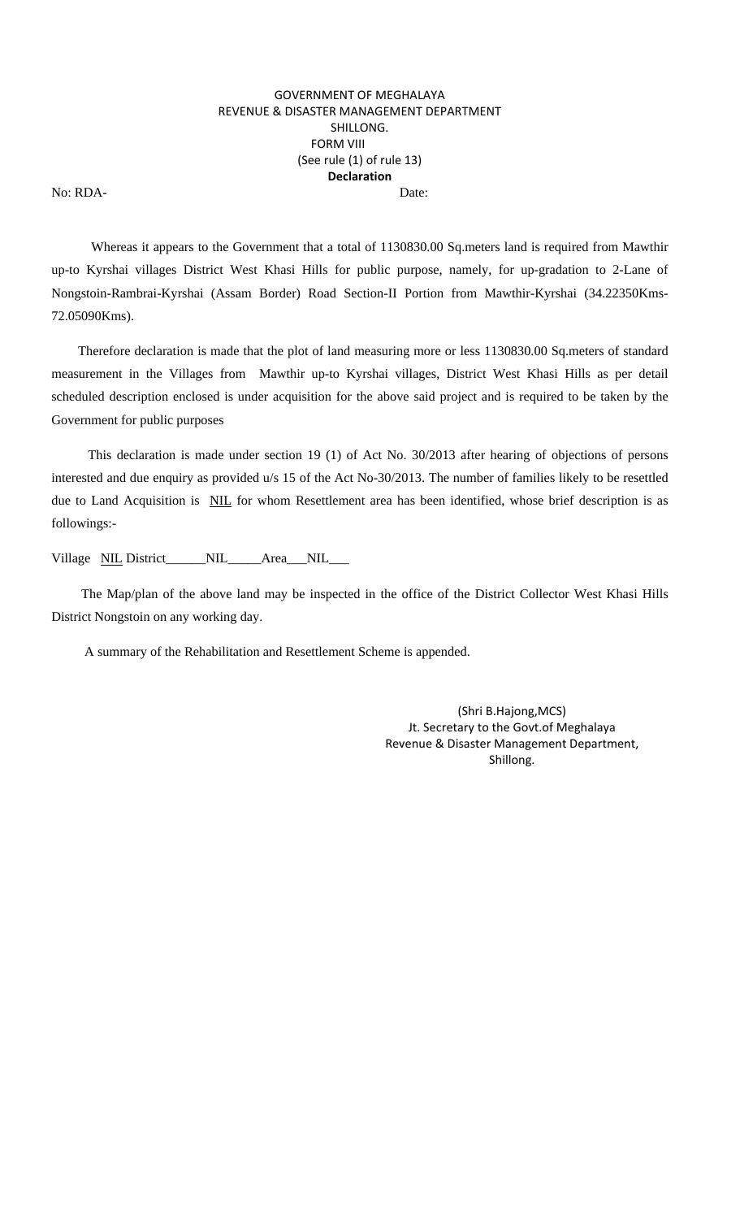GOVERNMENT OF MEGHALAYA
REVENUE & DISASTER MANAGEMENT DEPARTMENT
SHILLONG.
FORM VIII
(See rule (1) of rule 13)

**Declaration**

No: RDA- Date:

Whereas it appears to the Government that a total of 1130830.00 Sq.meters land is required from Mawthir up-to Kyrshai villages District West Khasi Hills for public purpose, namely, for up-gradation to 2-Lane of Nongstoin-Rambrai-Kyrshai (Assam Border) Road Section-II Portion from Mawthir-Kyrshai (34.22350Kms-72.05090Kms).

Therefore declaration is made that the plot of land measuring more or less 1130830.00 Sq.meters of standard measurement in the Villages from Mawthir up-to Kyrshai villages, District West Khasi Hills as per detail scheduled description enclosed is under acquisition for the above said project and is required to be taken by the Government for public purposes

This declaration is made under section 19 (1) of Act No. 30/2013 after hearing of objections of persons interested and due enquiry as provided u/s 15 of the Act No-30/2013. The number of families likely to be resettled due to Land Acquisition is NIL for whom Resettlement area has been identified, whose brief description is as followings:-

Village NIL District\_\_\_\_\_\_NIL\_\_\_\_\_Area\_\_\_NIL\_\_\_

The Map/plan of the above land may be inspected in the office of the District Collector West Khasi Hills District Nongstoin on any working day.

A summary of the Rehabilitation and Resettlement Scheme is appended.

(Shri B.Hajong,MCS)
Jt. Secretary to the Govt.of Meghalaya
Revenue & Disaster Management Department,
Shillong.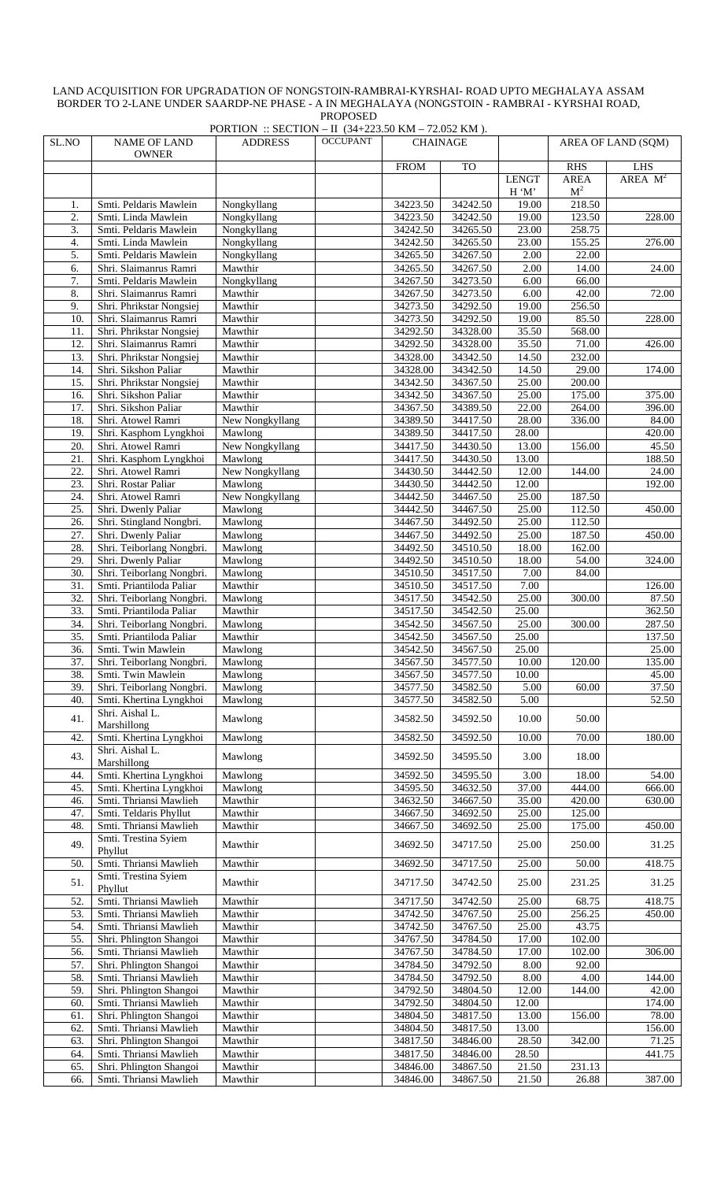LAND ACQUISITION FOR UPGRADATION OF NONGSTOIN-RAMBRAI-KYRSHAI- ROAD UPTO MEGHALAYA ASSAM BORDER TO 2-LANE UNDER SAARDP-NE PHASE - A IN MEGHALAYA (NONGSTOIN - RAMBRAI - KYRSHAI ROAD, PROPOSED PORTION :: SECTION – II (34+223.50 KM – 72.052 KM ).

| SL.NO | NAME OF LAND OWNER | ADDRESS | OCCUPANT | CHAINAGE | | | AREA OF LAND (SQM) | |
|---|---|---|---|---|---|---|---|---|
| | | | | FROM | TO | LENGT H 'M' | RHS AREA $M^2$ | LHS AREA $M^2$ |
| 1. | Smti. Peldaris Mawlein | Nongkyllang | | 34223.50 | 34242.50 | 19.00 | 218.50 | |
| 2. | Smti. Linda Mawlein | Nongkyllang | | 34223.50 | 34242.50 | 19.00 | 123.50 | 228.00 |
| 3. | Smti. Peldaris Mawlein | Nongkyllang | | 34242.50 | 34265.50 | 23.00 | 258.75 | |
| 4. | Smti. Linda Mawlein | Nongkyllang | | 34242.50 | 34265.50 | 23.00 | 155.25 | 276.00 |
| 5. | Smti. Peldaris Mawlein | Nongkyllang | | 34265.50 | 34267.50 | 2.00 | 22.00 | |
| 6. | Shri. Slaimanrus Ramri | Mawthir | | 34265.50 | 34267.50 | 2.00 | 14.00 | 24.00 |
| 7. | Smti. Peldaris Mawlein | Nongkyllang | | 34267.50 | 34273.50 | 6.00 | 66.00 | |
| 8. | Shri. Slaimanrus Ramri | Mawthir | | 34267.50 | 34273.50 | 6.00 | 42.00 | 72.00 |
| 9. | Shri. Phrikstar Nongsiej | Mawthir | | 34273.50 | 34292.50 | 19.00 | 256.50 | |
| 10. | Shri. Slaimanrus Ramri | Mawthir | | 34273.50 | 34292.50 | 19.00 | 85.50 | 228.00 |
| 11. | Shri. Phrikstar Nongsiej | Mawthir | | 34292.50 | 34328.00 | 35.50 | 568.00 | |
| 12. | Shri. Slaimanrus Ramri | Mawthir | | 34292.50 | 34328.00 | 35.50 | 71.00 | 426.00 |
| 13. | Shri. Phrikstar Nongsiej | Mawthir | | 34328.00 | 34342.50 | 14.50 | 232.00 | |
| 14. | Shri. Sikshon Paliar | Mawthir | | 34328.00 | 34342.50 | 14.50 | 29.00 | 174.00 |
| 15. | Shri. Phrikstar Nongsiej | Mawthir | | 34342.50 | 34367.50 | 25.00 | 200.00 | |
| 16. | Shri. Sikshon Paliar | Mawthir | | 34342.50 | 34367.50 | 25.00 | 175.00 | 375.00 |
| 17. | Shri. Sikshon Paliar | Mawthir | | 34367.50 | 34389.50 | 22.00 | 264.00 | 396.00 |
| 18. | Shri. Atowel Ramri | New Nongkyllang | | 34389.50 | 34417.50 | 28.00 | 336.00 | 84.00 |
| 19. | Shri. Kasphom Lyngkhoi | Mawlong | | 34389.50 | 34417.50 | 28.00 | | 420.00 |
| 20. | Shri. Atowel Ramri | New Nongkyllang | | 34417.50 | 34430.50 | 13.00 | 156.00 | 45.50 |
| 21. | Shri. Kasphom Lyngkhoi | Mawlong | | 34417.50 | 34430.50 | 13.00 | | 188.50 |
| 22. | Shri. Atowel Ramri | New Nongkyllang | | 34430.50 | 34442.50 | 12.00 | 144.00 | 24.00 |
| 23. | Shri. Rostar Paliar | Mawlong | | 34430.50 | 34442.50 | 12.00 | | 192.00 |
| 24. | Shri. Atowel Ramri | New Nongkyllang | | 34442.50 | 34467.50 | 25.00 | 187.50 | |
| 25. | Shri. Dwenly Paliar | Mawlong | | 34442.50 | 34467.50 | 25.00 | 112.50 | 450.00 |
| 26. | Shri. Stingland Nongbri. | Mawlong | | 34467.50 | 34492.50 | 25.00 | 112.50 | |
| 27. | Shri. Dwenly Paliar | Mawlong | | 34467.50 | 34492.50 | 25.00 | 187.50 | 450.00 |
| 28. | Shri. Teiborlang Nongbri. | Mawlong | | 34492.50 | 34510.50 | 18.00 | 162.00 | |
| 29. | Shri. Dwenly Paliar | Mawlong | | 34492.50 | 34510.50 | 18.00 | 54.00 | 324.00 |
| 30. | Shri. Teiborlang Nongbri. | Mawlong | | 34510.50 | 34517.50 | 7.00 | 84.00 | |
| 31. | Smti. Priantiloda Paliar | Mawthir | | 34510.50 | 34517.50 | 7.00 | | 126.00 |
| 32. | Shri. Teiborlang Nongbri. | Mawlong | | 34517.50 | 34542.50 | 25.00 | 300.00 | 87.50 |
| 33. | Smti. Priantiloda Paliar | Mawthir | | 34517.50 | 34542.50 | 25.00 | | 362.50 |
| 34. | Shri. Teiborlang Nongbri. | Mawlong | | 34542.50 | 34567.50 | 25.00 | 300.00 | 287.50 |
| 35. | Smti. Priantiloda Paliar | Mawthir | | 34542.50 | 34567.50 | 25.00 | | 137.50 |
| 36. | Smti. Twin Mawlein | Mawlong | | 34542.50 | 34567.50 | 25.00 | | 25.00 |
| 37. | Shri. Teiborlang Nongbri. | Mawlong | | 34567.50 | 34577.50 | 10.00 | 120.00 | 135.00 |
| 38. | Smti. Twin Mawlein | Mawlong | | 34567.50 | 34577.50 | 10.00 | | 45.00 |
| 39. | Shri. Teiborlang Nongbri. | Mawlong | | 34577.50 | 34582.50 | 5.00 | 60.00 | 37.50 |
| 40. | Smti. Khertina Lyngkhoi | Mawlong | | 34577.50 | 34582.50 | 5.00 | | 52.50 |
| 41. | Shri. Aishal L. Marshillong | Mawlong | | 34582.50 | 34592.50 | 10.00 | 50.00 | |
| 42. | Smti. Khertina Lyngkhoi | Mawlong | | 34582.50 | 34592.50 | 10.00 | 70.00 | 180.00 |
| 43. | Shri. Aishal L. Marshillong | Mawlong | | 34592.50 | 34595.50 | 3.00 | 18.00 | |
| 44. | Smti. Khertina Lyngkhoi | Mawlong | | 34592.50 | 34595.50 | 3.00 | 18.00 | 54.00 |
| 45. | Smti. Khertina Lyngkhoi | Mawlong | | 34595.50 | 34632.50 | 37.00 | 444.00 | 666.00 |
| 46. | Smti. Thriansi Mawlieh | Mawthir | | 34632.50 | 34667.50 | 35.00 | 420.00 | 630.00 |
| 47. | Smti. Teldaris Phyllut | Mawthir | | 34667.50 | 34692.50 | 25.00 | 125.00 | |
| 48. | Smti. Thriansi Mawlieh | Mawthir | | 34667.50 | 34692.50 | 25.00 | 175.00 | 450.00 |
| 49. | Smti. Trestina Syiem Phyllut | Mawthir | | 34692.50 | 34717.50 | 25.00 | 250.00 | 31.25 |
| 50. | Smti. Thriansi Mawlieh | Mawthir | | 34692.50 | 34717.50 | 25.00 | 50.00 | 418.75 |
| 51. | Smti. Trestina Syiem Phyllut | Mawthir | | 34717.50 | 34742.50 | 25.00 | 231.25 | 31.25 |
| 52. | Smti. Thriansi Mawlieh | Mawthir | | 34717.50 | 34742.50 | 25.00 | 68.75 | 418.75 |
| 53. | Smti. Thriansi Mawlieh | Mawthir | | 34742.50 | 34767.50 | 25.00 | 256.25 | 450.00 |
| 54. | Smti. Thriansi Mawlieh | Mawthir | | 34742.50 | 34767.50 | 25.00 | 43.75 | |
| 55. | Shri. Phlington Shangoi | Mawthir | | 34767.50 | 34784.50 | 17.00 | 102.00 | |
| 56. | Smti. Thriansi Mawlieh | Mawthir | | 34767.50 | 34784.50 | 17.00 | 102.00 | 306.00 |
| 57. | Shri. Phlington Shangoi | Mawthir | | 34784.50 | 34792.50 | 8.00 | 92.00 | |
| 58. | Smti. Thriansi Mawlieh | Mawthir | | 34784.50 | 34792.50 | 8.00 | 4.00 | 144.00 |
| 59. | Shri. Phlington Shangoi | Mawthir | | 34792.50 | 34804.50 | 12.00 | 144.00 | 42.00 |
| 60. | Smti. Thriansi Mawlieh | Mawthir | | 34792.50 | 34804.50 | 12.00 | | 174.00 |
| 61. | Shri. Phlington Shangoi | Mawthir | | 34804.50 | 34817.50 | 13.00 | 156.00 | 78.00 |
| 62. | Smti. Thriansi Mawlieh | Mawthir | | 34804.50 | 34817.50 | 13.00 | | 156.00 |
| 63. | Shri. Phlington Shangoi | Mawthir | | 34817.50 | 34846.00 | 28.50 | 342.00 | 71.25 |
| 64. | Smti. Thriansi Mawlieh | Mawthir | | 34817.50 | 34846.00 | 28.50 | | 441.75 |
| 65. | Shri. Phlington Shangoi | Mawthir | | 34846.00 | 34867.50 | 21.50 | 231.13 | |
| 66. | Smti. Thriansi Mawlieh | Mawthir | | 34846.00 | 34867.50 | 21.50 | 26.88 | 387.00 |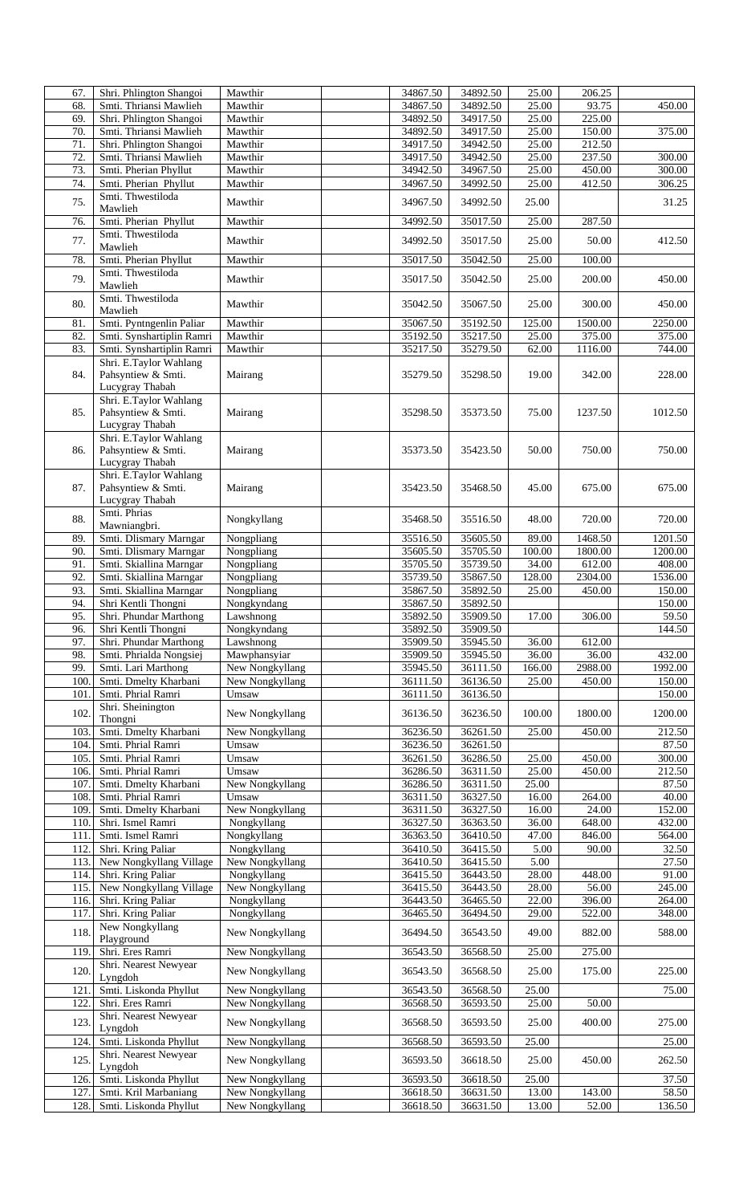| 67. | Shri. Phlington Shangoi | Mawthir | | 34867.50 | 34892.50 | 25.00 | 206.25 | |
|---|---|---|---|---|---|---|---|---|
| 68. | Smti. Thriansi Mawlieh | Mawthir | | 34867.50 | 34892.50 | 25.00 | 93.75 | 450.00 |
| 69. | Shri. Phlington Shangoi | Mawthir | | 34892.50 | 34917.50 | 25.00 | 225.00 | |
| 70. | Smti. Thriansi Mawlieh | Mawthir | | 34892.50 | 34917.50 | 25.00 | 150.00 | 375.00 |
| 71. | Shri. Phlington Shangoi | Mawthir | | 34917.50 | 34942.50 | 25.00 | 212.50 | |
| 72. | Smti. Thriansi Mawlieh | Mawthir | | 34917.50 | 34942.50 | 25.00 | 237.50 | 300.00 |
| 73. | Smti. Pherian Phyllut | Mawthir | | 34942.50 | 34967.50 | 25.00 | 450.00 | 300.00 |
| 74. | Smti. Pherian Phyllut | Mawthir | | 34967.50 | 34992.50 | 25.00 | 412.50 | 306.25 |
| 75. | Smti. Thwestiloda Mawlieh | Mawthir | | 34967.50 | 34992.50 | 25.00 | | 31.25 |
| 76. | Smti. Pherian Phyllut | Mawthir | | 34992.50 | 35017.50 | 25.00 | 287.50 | |
| 77. | Smti. Thwestiloda Mawlieh | Mawthir | | 34992.50 | 35017.50 | 25.00 | 50.00 | 412.50 |
| 78. | Smti. Pherian Phyllut | Mawthir | | 35017.50 | 35042.50 | 25.00 | 100.00 | |
| 79. | Smti. Thwestiloda Mawlieh | Mawthir | | 35017.50 | 35042.50 | 25.00 | 200.00 | 450.00 |
| 80. | Smti. Thwestiloda Mawlieh | Mawthir | | 35042.50 | 35067.50 | 25.00 | 300.00 | 450.00 |
| 81. | Smti. Pyntngenlin Paliar | Mawthir | | 35067.50 | 35192.50 | 125.00 | 1500.00 | 2250.00 |
| 82. | Smti. Synshartiplin Ramri | Mawthir | | 35192.50 | 35217.50 | 25.00 | 375.00 | 375.00 |
| 83. | Smti. Synshartiplin Ramri | Mawthir | | 35217.50 | 35279.50 | 62.00 | 1116.00 | 744.00 |
| 84. | Shri. E.Taylor Wahlang Pahsyntiew & Smti. Lucygray Thabah | Mairang | | 35279.50 | 35298.50 | 19.00 | 342.00 | 228.00 |
| 85. | Shri. E.Taylor Wahlang Pahsyntiew & Smti. Lucygray Thabah | Mairang | | 35298.50 | 35373.50 | 75.00 | 1237.50 | 1012.50 |
| 86. | Shri. E.Taylor Wahlang Pahsyntiew & Smti. Lucygray Thabah | Mairang | | 35373.50 | 35423.50 | 50.00 | 750.00 | 750.00 |
| 87. | Shri. E.Taylor Wahlang Pahsyntiew & Smti. Lucygray Thabah | Mairang | | 35423.50 | 35468.50 | 45.00 | 675.00 | 675.00 |
| 88. | Smti. Phrias Mawniangbri. | Nongkyllang | | 35468.50 | 35516.50 | 48.00 | 720.00 | 720.00 |
| 89. | Smti. Dlismary Marngar | Nongpliang | | 35516.50 | 35605.50 | 89.00 | 1468.50 | 1201.50 |
| 90. | Smti. Dlismary Marngar | Nongpliang | | 35605.50 | 35705.50 | 100.00 | 1800.00 | 1200.00 |
| 91. | Smti. Skiallina Marngar | Nongpliang | | 35705.50 | 35739.50 | 34.00 | 612.00 | 408.00 |
| 92. | Smti. Skiallina Marngar | Nongpliang | | 35739.50 | 35867.50 | 128.00 | 2304.00 | 1536.00 |
| 93. | Smti. Skiallina Marngar | Nongpliang | | 35867.50 | 35892.50 | 25.00 | 450.00 | 150.00 |
| 94. | Shri Kentli Thongni | Nongkyndang | | 35867.50 | 35892.50 | | | 150.00 |
| 95. | Shri. Phundar Marthong | Lawshnong | | 35892.50 | 35909.50 | 17.00 | 306.00 | 59.50 |
| 96. | Shri Kentli Thongni | Nongkyndang | | 35892.50 | 35909.50 | | | 144.50 |
| 97. | Shri. Phundar Marthong | Lawshnong | | 35909.50 | 35945.50 | 36.00 | 612.00 | |
| 98. | Smti. Phrialda Nongsiej | Mawphansyiar | | 35909.50 | 35945.50 | 36.00 | 36.00 | 432.00 |
| 99. | Smti. Lari Marthong | New Nongkyllang | | 35945.50 | 36111.50 | 166.00 | 2988.00 | 1992.00 |
| 100. | Smti. Dmelty Kharbani | New Nongkyllang | | 36111.50 | 36136.50 | 25.00 | 450.00 | 150.00 |
| 101. | Smti. Phrial Ramri | Umsaw | | 36111.50 | 36136.50 | | | 150.00 |
| 102. | Shri. Sheinington Thongni | New Nongkyllang | | 36136.50 | 36236.50 | 100.00 | 1800.00 | 1200.00 |
| 103. | Smti. Dmelty Kharbani | New Nongkyllang | | 36236.50 | 36261.50 | 25.00 | 450.00 | 212.50 |
| 104. | Smti. Phrial Ramri | Umsaw | | 36236.50 | 36261.50 | | | 87.50 |
| 105. | Smti. Phrial Ramri | Umsaw | | 36261.50 | 36286.50 | 25.00 | 450.00 | 300.00 |
| 106. | Smti. Phrial Ramri | Umsaw | | 36286.50 | 36311.50 | 25.00 | 450.00 | 212.50 |
| 107. | Smti. Dmelty Kharbani | New Nongkyllang | | 36286.50 | 36311.50 | 25.00 | | 87.50 |
| 108. | Smti. Phrial Ramri | Umsaw | | 36311.50 | 36327.50 | 16.00 | 264.00 | 40.00 |
| 109. | Smti. Dmelty Kharbani | New Nongkyllang | | 36311.50 | 36327.50 | 16.00 | 24.00 | 152.00 |
| 110. | Shri. Ismel Ramri | Nongkyllang | | 36327.50 | 36363.50 | 36.00 | 648.00 | 432.00 |
| 111. | Smti. Ismel Ramri | Nongkyllang | | 36363.50 | 36410.50 | 47.00 | 846.00 | 564.00 |
| 112. | Shri. Kring Paliar | Nongkyllang | | 36410.50 | 36415.50 | 5.00 | 90.00 | 32.50 |
| 113. | New Nongkyllang Village | New Nongkyllang | | 36410.50 | 36415.50 | 5.00 | | 27.50 |
| 114. | Shri. Kring Paliar | Nongkyllang | | 36415.50 | 36443.50 | 28.00 | 448.00 | 91.00 |
| 115. | New Nongkyllang Village | New Nongkyllang | | 36415.50 | 36443.50 | 28.00 | 56.00 | 245.00 |
| 116. | Shri. Kring Paliar | Nongkyllang | | 36443.50 | 36465.50 | 22.00 | 396.00 | 264.00 |
| 117. | Shri. Kring Paliar | Nongkyllang | | 36465.50 | 36494.50 | 29.00 | 522.00 | 348.00 |
| 118. | New Nongkyllang Playground | New Nongkyllang | | 36494.50 | 36543.50 | 49.00 | 882.00 | 588.00 |
| 119. | Shri. Eres Ramri | New Nongkyllang | | 36543.50 | 36568.50 | 25.00 | 275.00 | |
| 120. | Shri. Nearest Newyear Lyngdoh | New Nongkyllang | | 36543.50 | 36568.50 | 25.00 | 175.00 | 225.00 |
| 121. | Smti. Liskonda Phyllut | New Nongkyllang | | 36543.50 | 36568.50 | 25.00 | | 75.00 |
| 122. | Shri. Eres Ramri | New Nongkyllang | | 36568.50 | 36593.50 | 25.00 | 50.00 | |
| 123. | Shri. Nearest Newyear Lyngdoh | New Nongkyllang | | 36568.50 | 36593.50 | 25.00 | 400.00 | 275.00 |
| 124. | Smti. Liskonda Phyllut | New Nongkyllang | | 36568.50 | 36593.50 | 25.00 | | 25.00 |
| 125. | Shri. Nearest Newyear Lyngdoh | New Nongkyllang | | 36593.50 | 36618.50 | 25.00 | 450.00 | 262.50 |
| 126. | Smti. Liskonda Phyllut | New Nongkyllang | | 36593.50 | 36618.50 | 25.00 | | 37.50 |
| 127. | Smti. Kril Marbaniang | New Nongkyllang | | 36618.50 | 36631.50 | 13.00 | 143.00 | 58.50 |
| 128. | Smti. Liskonda Phyllut | New Nongkyllang | | 36618.50 | 36631.50 | 13.00 | 52.00 | 136.50 |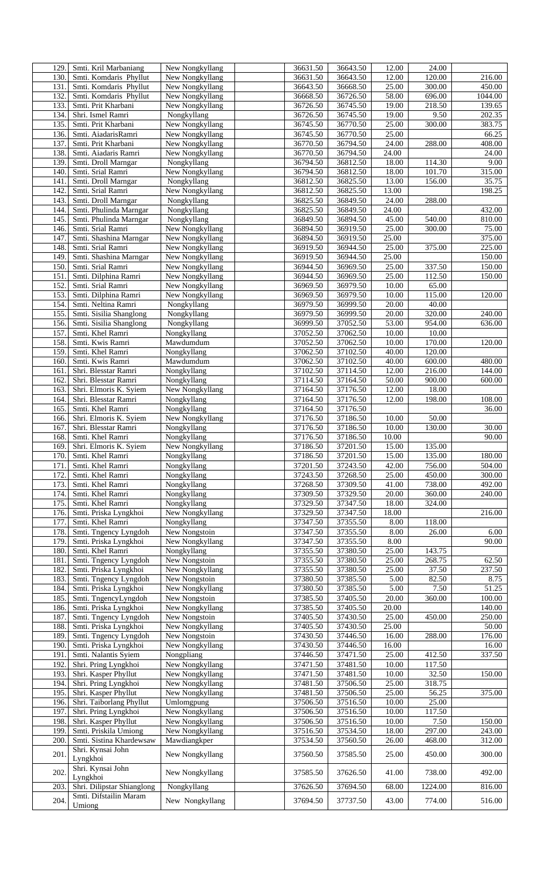| 129. | Smti. Kril Marbaniang | New Nongkyllang | | 36631.50 | 36643.50 | 12.00 | 24.00 | |
|---|---|---|---|---|---|---|---|---|
| 130. | Smti. Komdaris Phyllut | New Nongkyllang | | 36631.50 | 36643.50 | 12.00 | 120.00 | 216.00 |
| 131. | Smti. Komdaris Phyllut | New Nongkyllang | | 36643.50 | 36668.50 | 25.00 | 300.00 | 450.00 |
| 132. | Smti. Komdaris Phyllut | New Nongkyllang | | 36668.50 | 36726.50 | 58.00 | 696.00 | 1044.00 |
| 133. | Smti. Prit Kharbani | New Nongkyllang | | 36726.50 | 36745.50 | 19.00 | 218.50 | 139.65 |
| 134. | Shri. Ismel Ramri | Nongkyllang | | 36726.50 | 36745.50 | 19.00 | 9.50 | 202.35 |
| 135. | Smti. Prit Kharbani | New Nongkyllang | | 36745.50 | 36770.50 | 25.00 | 300.00 | 383.75 |
| 136. | Smti. AiadarisRamri | New Nongkyllang | | 36745.50 | 36770.50 | 25.00 | | 66.25 |
| 137. | Smti. Prit Kharbani | New Nongkyllang | | 36770.50 | 36794.50 | 24.00 | 288.00 | 408.00 |
| 138. | Smti. Aiadaris Ramri | New Nongkyllang | | 36770.50 | 36794.50 | 24.00 | | 24.00 |
| 139. | Smti. Droll Marngar | Nongkyllang | | 36794.50 | 36812.50 | 18.00 | 114.30 | 9.00 |
| 140. | Smti. Srial Ramri | New Nongkyllang | | 36794.50 | 36812.50 | 18.00 | 101.70 | 315.00 |
| 141. | Smti. Droll Marngar | Nongkyllang | | 36812.50 | 36825.50 | 13.00 | 156.00 | 35.75 |
| 142. | Smti. Srial Ramri | New Nongkyllang | | 36812.50 | 36825.50 | 13.00 | | 198.25 |
| 143. | Smti. Droll Marngar | Nongkyllang | | 36825.50 | 36849.50 | 24.00 | 288.00 | |
| 144. | Smti. Phulinda Marngar | Nongkyllang | | 36825.50 | 36849.50 | 24.00 | | 432.00 |
| 145. | Smti. Phulinda Marngar | Nongkyllang | | 36849.50 | 36894.50 | 45.00 | 540.00 | 810.00 |
| 146. | Smti. Srial Ramri | New Nongkyllang | | 36894.50 | 36919.50 | 25.00 | 300.00 | 75.00 |
| 147. | Smti. Shashina Marngar | New Nongkyllang | | 36894.50 | 36919.50 | 25.00 | | 375.00 |
| 148. | Smti. Srial Ramri | New Nongkyllang | | 36919.50 | 36944.50 | 25.00 | 375.00 | 225.00 |
| 149. | Smti. Shashina Marngar | New Nongkyllang | | 36919.50 | 36944.50 | 25.00 | | 150.00 |
| 150. | Smti. Srial Ramri | New Nongkyllang | | 36944.50 | 36969.50 | 25.00 | 337.50 | 150.00 |
| 151. | Smti. Dilphina Ramri | New Nongkyllang | | 36944.50 | 36969.50 | 25.00 | 112.50 | 150.00 |
| 152. | Smti. Srial Ramri | New Nongkyllang | | 36969.50 | 36979.50 | 10.00 | 65.00 | |
| 153. | Smti. Dilphina Ramri | New Nongkyllang | | 36969.50 | 36979.50 | 10.00 | 115.00 | 120.00 |
| 154. | Smti. Neltina Ramri | Nongkyllang | | 36979.50 | 36999.50 | 20.00 | 40.00 | |
| 155. | Smti. Sisilia Shanglong | Nongkyllang | | 36979.50 | 36999.50 | 20.00 | 320.00 | 240.00 |
| 156. | Smti. Sisilia Shanglong | Nongkyllang | | 36999.50 | 37052.50 | 53.00 | 954.00 | 636.00 |
| 157. | Smti. Khel Ramri | Nongkyllang | | 37052.50 | 37062.50 | 10.00 | 10.00 | |
| 158. | Smti. Kwis Ramri | Mawdumdum | | 37052.50 | 37062.50 | 10.00 | 170.00 | 120.00 |
| 159. | Smti. Khel Ramri | Nongkyllang | | 37062.50 | 37102.50 | 40.00 | 120.00 | |
| 160. | Smti. Kwis Ramri | Mawdumdum | | 37062.50 | 37102.50 | 40.00 | 600.00 | 480.00 |
| 161. | Shri. Blesstar Ramri | Nongkyllang | | 37102.50 | 37114.50 | 12.00 | 216.00 | 144.00 |
| 162. | Shri. Blesstar Ramri | Nongkyllang | | 37114.50 | 37164.50 | 50.00 | 900.00 | 600.00 |
| 163. | Shri. Elmoris K. Syiem | New Nongkyllang | | 37164.50 | 37176.50 | 12.00 | 18.00 | |
| 164. | Shri. Blesstar Ramri | Nongkyllang | | 37164.50 | 37176.50 | 12.00 | 198.00 | 108.00 |
| 165. | Smti. Khel Ramri | Nongkyllang | | 37164.50 | 37176.50 | | | 36.00 |
| 166. | Shri. Elmoris K. Syiem | New Nongkyllang | | 37176.50 | 37186.50 | 10.00 | 50.00 | |
| 167. | Shri. Blesstar Ramri | Nongkyllang | | 37176.50 | 37186.50 | 10.00 | 130.00 | 30.00 |
| 168. | Smti. Khel Ramri | Nongkyllang | | 37176.50 | 37186.50 | 10.00 | | 90.00 |
| 169. | Shri. Elmoris K. Syiem | New Nongkyllang | | 37186.50 | 37201.50 | 15.00 | 135.00 | |
| 170. | Smti. Khel Ramri | Nongkyllang | | 37186.50 | 37201.50 | 15.00 | 135.00 | 180.00 |
| 171. | Smti. Khel Ramri | Nongkyllang | | 37201.50 | 37243.50 | 42.00 | 756.00 | 504.00 |
| 172. | Smti. Khel Ramri | Nongkyllang | | 37243.50 | 37268.50 | 25.00 | 450.00 | 300.00 |
| 173. | Smti. Khel Ramri | Nongkyllang | | 37268.50 | 37309.50 | 41.00 | 738.00 | 492.00 |
| 174. | Smti. Khel Ramri | Nongkyllang | | 37309.50 | 37329.50 | 20.00 | 360.00 | 240.00 |
| 175. | Smti. Khel Ramri | Nongkyllang | | 37329.50 | 37347.50 | 18.00 | 324.00 | |
| 176. | Smti. Priska Lyngkhoi | New Nongkyllang | | 37329.50 | 37347.50 | 18.00 | | 216.00 |
| 177. | Smti. Khel Ramri | Nongkyllang | | 37347.50 | 37355.50 | 8.00 | 118.00 | |
| 178. | Smti. Tngency Lyngdoh | New Nongstoin | | 37347.50 | 37355.50 | 8.00 | 26.00 | 6.00 |
| 179. | Smti. Priska Lyngkhoi | New Nongkyllang | | 37347.50 | 37355.50 | 8.00 | | 90.00 |
| 180. | Smti. Khel Ramri | Nongkyllang | | 37355.50 | 37380.50 | 25.00 | 143.75 | |
| 181. | Smti. Tngency Lyngdoh | New Nongstoin | | 37355.50 | 37380.50 | 25.00 | 268.75 | 62.50 |
| 182. | Smti. Priska Lyngkhoi | New Nongkyllang | | 37355.50 | 37380.50 | 25.00 | 37.50 | 237.50 |
| 183. | Smti. Tngency Lyngdoh | New Nongstoin | | 37380.50 | 37385.50 | 5.00 | 82.50 | 8.75 |
| 184. | Smti. Priska Lyngkhoi | New Nongkyllang | | 37380.50 | 37385.50 | 5.00 | 7.50 | 51.25 |
| 185. | Smti. TngencyLyngdoh | New Nongstoin | | 37385.50 | 37405.50 | 20.00 | 360.00 | 100.00 |
| 186. | Smti. Priska Lyngkhoi | New Nongkyllang | | 37385.50 | 37405.50 | 20.00 | | 140.00 |
| 187. | Smti. Tngency Lyngdoh | New Nongstoin | | 37405.50 | 37430.50 | 25.00 | 450.00 | 250.00 |
| 188. | Smti. Priska Lyngkhoi | New Nongkyllang | | 37405.50 | 37430.50 | 25.00 | | 50.00 |
| 189. | Smti. Tngency Lyngdoh | New Nongstoin | | 37430.50 | 37446.50 | 16.00 | 288.00 | 176.00 |
| 190. | Smti. Priska Lyngkhoi | New Nongkyllang | | 37430.50 | 37446.50 | 16.00 | | 16.00 |
| 191. | Smti. Nalantis Syiem | Nongpliang | | 37446.50 | 37471.50 | 25.00 | 412.50 | 337.50 |
| 192. | Shri. Pring Lyngkhoi | New Nongkyllang | | 37471.50 | 37481.50 | 10.00 | 117.50 | |
| 193. | Shri. Kasper Phyllut | New Nongkyllang | | 37471.50 | 37481.50 | 10.00 | 32.50 | 150.00 |
| 194. | Shri. Pring Lyngkhoi | New Nongkyllang | | 37481.50 | 37506.50 | 25.00 | 318.75 | |
| 195. | Shri. Kasper Phyllut | New Nongkyllang | | 37481.50 | 37506.50 | 25.00 | 56.25 | 375.00 |
| 196. | Shri. Taiborlang Phyllut | Umlomgpung | | 37506.50 | 37516.50 | 10.00 | 25.00 | |
| 197. | Shri. Pring Lyngkhoi | New Nongkyllang | | 37506.50 | 37516.50 | 10.00 | 117.50 | |
| 198. | Shri. Kasper Phyllut | New Nongkyllang | | 37506.50 | 37516.50 | 10.00 | 7.50 | 150.00 |
| 199. | Smti. Priskila Umiong | New Nongkyllang | | 37516.50 | 37534.50 | 18.00 | 297.00 | 243.00 |
| 200. | Smti. Sistina Khardewsaw | Mawdiangkper | | 37534.50 | 37560.50 | 26.00 | 468.00 | 312.00 |
| 201. | Shri. Kynsai John Lyngkhoi | New Nongkyllang | | 37560.50 | 37585.50 | 25.00 | 450.00 | 300.00 |
| 202. | Shri. Kynsai John Lyngkhoi | New Nongkyllang | | 37585.50 | 37626.50 | 41.00 | 738.00 | 492.00 |
| 203. | Shri. Dilipstar Shianglong | Nongkyllang | | 37626.50 | 37694.50 | 68.00 | 1224.00 | 816.00 |
| 204. | Smti. Difstailin Maram Umiong | New Nongkyllang | | 37694.50 | 37737.50 | 43.00 | 774.00 | 516.00 |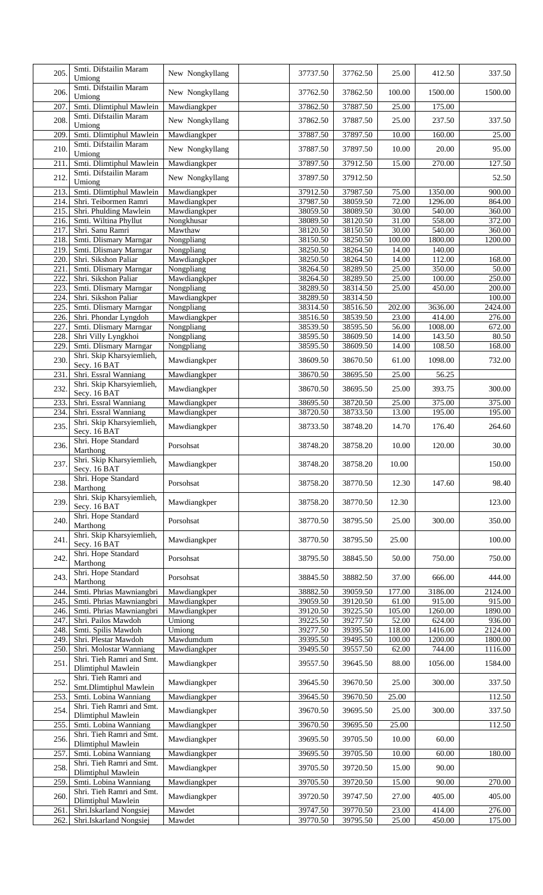| 205. | Smti. Difstailin Maram Umiong | New Nongkyllang | | 37737.50 | 37762.50 | 25.00 | 412.50 | 337.50 |
|---|---|---|---|---|---|---|---|---|
| 206. | Smti. Difstailin Maram Umiong | New Nongkyllang | | 37762.50 | 37862.50 | 100.00 | 1500.00 | 1500.00 |
| 207. | Smti. Dlimtiphul Mawlein | Mawdiangkper | | 37862.50 | 37887.50 | 25.00 | 175.00 | |
| 208. | Smti. Difstailin Maram Umiong | New Nongkyllang | | 37862.50 | 37887.50 | 25.00 | 237.50 | 337.50 |
| 209. | Smti. Dlimtiphul Mawlein | Mawdiangkper | | 37887.50 | 37897.50 | 10.00 | 160.00 | 25.00 |
| 210. | Smti. Difstailin Maram Umiong | New Nongkyllang | | 37887.50 | 37897.50 | 10.00 | 20.00 | 95.00 |
| 211. | Smti. Dlimtiphul Mawlein | Mawdiangkper | | 37897.50 | 37912.50 | 15.00 | 270.00 | 127.50 |
| 212. | Smti. Difstailin Maram Umiong | New Nongkyllang | | 37897.50 | 37912.50 | | | 52.50 |
| 213. | Smti. Dlimtiphul Mawlein | Mawdiangkper | | 37912.50 | 37987.50 | 75.00 | 1350.00 | 900.00 |
| 214. | Shri. Teibormen Ramri | Mawdiangkper | | 37987.50 | 38059.50 | 72.00 | 1296.00 | 864.00 |
| 215. | Shri. Phulding Mawlein | Mawdiangkper | | 38059.50 | 38089.50 | 30.00 | 540.00 | 360.00 |
| 216. | Smti. Wiltina Phyllut | Nongkhusar | | 38089.50 | 38120.50 | 31.00 | 558.00 | 372.00 |
| 217. | Shri. Sanu Ramri | Mawthaw | | 38120.50 | 38150.50 | 30.00 | 540.00 | 360.00 |
| 218. | Smti. Dlismary Marngar | Nongpliang | | 38150.50 | 38250.50 | 100.00 | 1800.00 | 1200.00 |
| 219. | Smti. Dlismary Marngar | Nongpliang | | 38250.50 | 38264.50 | 14.00 | 140.00 | |
| 220. | Shri. Sikshon Paliar | Mawdiangkper | | 38250.50 | 38264.50 | 14.00 | 112.00 | 168.00 |
| 221. | Smti. Dlismary Marngar | Nongpliang | | 38264.50 | 38289.50 | 25.00 | 350.00 | 50.00 |
| 222. | Shri. Sikshon Paliar | Mawdiangkper | | 38264.50 | 38289.50 | 25.00 | 100.00 | 250.00 |
| 223. | Smti. Dlismary Marngar | Nongpliang | | 38289.50 | 38314.50 | 25.00 | 450.00 | 200.00 |
| 224. | Shri. Sikshon Paliar | Mawdiangkper | | 38289.50 | 38314.50 | | | 100.00 |
| 225. | Smti. Dlismary Marngar | Nongpliang | | 38314.50 | 38516.50 | 202.00 | 3636.00 | 2424.00 |
| 226. | Shri. Phondar Lyngdoh | Mawdiangkper | | 38516.50 | 38539.50 | 23.00 | 414.00 | 276.00 |
| 227. | Smti. Dlismary Marngar | Nongpliang | | 38539.50 | 38595.50 | 56.00 | 1008.00 | 672.00 |
| 228. | Shri Villy Lyngkhoi | Nongpliang | | 38595.50 | 38609.50 | 14.00 | 143.50 | 80.50 |
| 229. | Smti. Dlismary Marngar | Nongpliang | | 38595.50 | 38609.50 | 14.00 | 108.50 | 168.00 |
| 230. | Shri. Skip Kharsyiemlieh, Secy. 16 BAT | Mawdiangkper | | 38609.50 | 38670.50 | 61.00 | 1098.00 | 732.00 |
| 231. | Shri. Essral Wanniang | Mawdiangkper | | 38670.50 | 38695.50 | 25.00 | 56.25 | |
| 232. | Shri. Skip Kharsyiemlieh, Secy. 16 BAT | Mawdiangkper | | 38670.50 | 38695.50 | 25.00 | 393.75 | 300.00 |
| 233. | Shri. Essral Wanniang | Mawdiangkper | | 38695.50 | 38720.50 | 25.00 | 375.00 | 375.00 |
| 234. | Shri. Essral Wanniang | Mawdiangkper | | 38720.50 | 38733.50 | 13.00 | 195.00 | 195.00 |
| 235. | Shri. Skip Kharsyiemlieh, Secy. 16 BAT | Mawdiangkper | | 38733.50 | 38748.20 | 14.70 | 176.40 | 264.60 |
| 236. | Shri. Hope Standard Marthong | Porsohsat | | 38748.20 | 38758.20 | 10.00 | 120.00 | 30.00 |
| 237. | Shri. Skip Kharsyiemlieh, Secy. 16 BAT | Mawdiangkper | | 38748.20 | 38758.20 | 10.00 | | 150.00 |
| 238. | Shri. Hope Standard Marthong | Porsohsat | | 38758.20 | 38770.50 | 12.30 | 147.60 | 98.40 |
| 239. | Shri. Skip Kharsyiemlieh, Secy. 16 BAT | Mawdiangkper | | 38758.20 | 38770.50 | 12.30 | | 123.00 |
| 240. | Shri. Hope Standard Marthong | Porsohsat | | 38770.50 | 38795.50 | 25.00 | 300.00 | 350.00 |
| 241. | Shri. Skip Kharsyiemlieh, Secy. 16 BAT | Mawdiangkper | | 38770.50 | 38795.50 | 25.00 | | 100.00 |
| 242. | Shri. Hope Standard Marthong | Porsohsat | | 38795.50 | 38845.50 | 50.00 | 750.00 | 750.00 |
| 243. | Shri. Hope Standard Marthong | Porsohsat | | 38845.50 | 38882.50 | 37.00 | 666.00 | 444.00 |
| 244. | Smti. Phrias Mawniangbri | Mawdiangkper | | 38882.50 | 39059.50 | 177.00 | 3186.00 | 2124.00 |
| 245. | Smti. Phrias Mawniangbri | Mawdiangkper | | 39059.50 | 39120.50 | 61.00 | 915.00 | 915.00 |
| 246. | Smti. Phrias Mawniangbri | Mawdiangkper | | 39120.50 | 39225.50 | 105.00 | 1260.00 | 1890.00 |
| 247. | Shri. Pailos Mawdoh | Umiong | | 39225.50 | 39277.50 | 52.00 | 624.00 | 936.00 |
| 248. | Smti. Spilis Mawdoh | Umiong | | 39277.50 | 39395.50 | 118.00 | 1416.00 | 2124.00 |
| 249. | Shri. Plestar Mawdoh | Mawdumdum | | 39395.50 | 39495.50 | 100.00 | 1200.00 | 1800.00 |
| 250. | Shri. Molostar Wanniang | Mawdiangkper | | 39495.50 | 39557.50 | 62.00 | 744.00 | 1116.00 |
| 251. | Shri. Tieh Ramri and Smt. Dlimtiphul Mawlein | Mawdiangkper | | 39557.50 | 39645.50 | 88.00 | 1056.00 | 1584.00 |
| 252. | Shri. Tieh Ramri and Smt.Dlimtiphul Mawlein | Mawdiangkper | | 39645.50 | 39670.50 | 25.00 | 300.00 | 337.50 |
| 253. | Smti. Lobina Wanniang | Mawdiangkper | | 39645.50 | 39670.50 | 25.00 | | 112.50 |
| 254. | Shri. Tieh Ramri and Smt. Dlimtiphul Mawlein | Mawdiangkper | | 39670.50 | 39695.50 | 25.00 | 300.00 | 337.50 |
| 255. | Smti. Lobina Wanniang | Mawdiangkper | | 39670.50 | 39695.50 | 25.00 | | 112.50 |
| 256. | Shri. Tieh Ramri and Smt. Dlimtiphul Mawlein | Mawdiangkper | | 39695.50 | 39705.50 | 10.00 | 60.00 | |
| 257. | Smti. Lobina Wanniang | Mawdiangkper | | 39695.50 | 39705.50 | 10.00 | 60.00 | 180.00 |
| 258. | Shri. Tieh Ramri and Smt. Dlimtiphul Mawlein | Mawdiangkper | | 39705.50 | 39720.50 | 15.00 | 90.00 | |
| 259. | Smti. Lobina Wanniang | Mawdiangkper | | 39705.50 | 39720.50 | 15.00 | 90.00 | 270.00 |
| 260. | Shri. Tieh Ramri and Smt. Dlimtiphul Mawlein | Mawdiangkper | | 39720.50 | 39747.50 | 27.00 | 405.00 | 405.00 |
| 261. | Shri.Iskarland Nongsiej | Mawdet | | 39747.50 | 39770.50 | 23.00 | 414.00 | 276.00 |
| 262. | Shri.Iskarland Nongsiej | Mawdet | | 39770.50 | 39795.50 | 25.00 | 450.00 | 175.00 |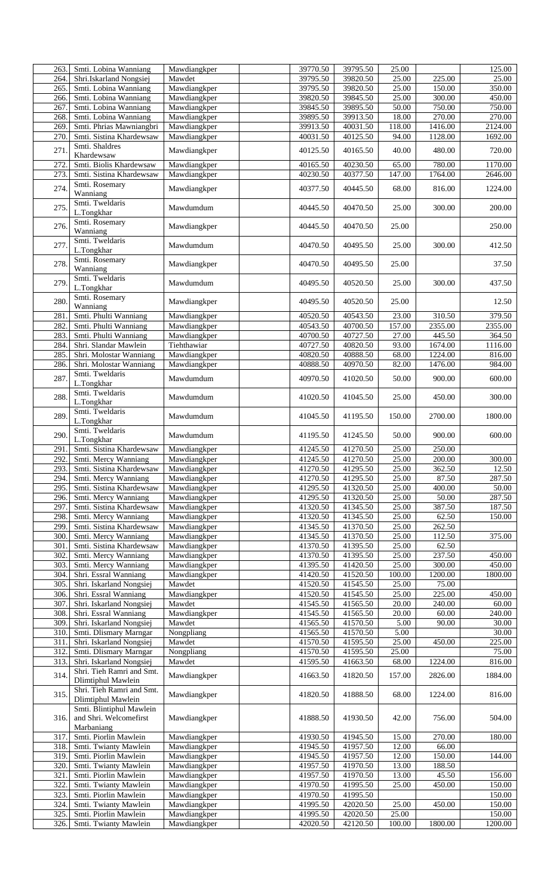| 263. | Smti. Lobina Wanniang | Mawdiangkper | | 39770.50 | 39795.50 | 25.00 | | 125.00 |
|---|---|---|---|---|---|---|---|---|
| 264. | Shri.Iskarland Nongsiej | Mawdet | | 39795.50 | 39820.50 | 25.00 | 225.00 | 25.00 |
| 265. | Smti. Lobina Wanniang | Mawdiangkper | | 39795.50 | 39820.50 | 25.00 | 150.00 | 350.00 |
| 266. | Smti. Lobina Wanniang | Mawdiangkper | | 39820.50 | 39845.50 | 25.00 | 300.00 | 450.00 |
| 267. | Smti. Lobina Wanniang | Mawdiangkper | | 39845.50 | 39895.50 | 50.00 | 750.00 | 750.00 |
| 268. | Smti. Lobina Wanniang | Mawdiangkper | | 39895.50 | 39913.50 | 18.00 | 270.00 | 270.00 |
| 269. | Smti. Phrias Mawniangbri | Mawdiangkper | | 39913.50 | 40031.50 | 118.00 | 1416.00 | 2124.00 |
| 270. | Smti. Sistina Khardewsaw | Mawdiangkper | | 40031.50 | 40125.50 | 94.00 | 1128.00 | 1692.00 |
| 271. | Smti. Shaldres Khardewsaw | Mawdiangkper | | 40125.50 | 40165.50 | 40.00 | 480.00 | 720.00 |
| 272. | Smti. Biolis Khardewsaw | Mawdiangkper | | 40165.50 | 40230.50 | 65.00 | 780.00 | 1170.00 |
| 273. | Smti. Sistina Khardewsaw | Mawdiangkper | | 40230.50 | 40377.50 | 147.00 | 1764.00 | 2646.00 |
| 274. | Smti. Rosemary Wanniang | Mawdiangkper | | 40377.50 | 40445.50 | 68.00 | 816.00 | 1224.00 |
| 275. | Smti. Tweldaris L.Tongkhar | Mawdumdum | | 40445.50 | 40470.50 | 25.00 | 300.00 | 200.00 |
| 276. | Smti. Rosemary Wanniang | Mawdiangkper | | 40445.50 | 40470.50 | 25.00 | | 250.00 |
| 277. | Smti. Tweldaris L.Tongkhar | Mawdumdum | | 40470.50 | 40495.50 | 25.00 | 300.00 | 412.50 |
| 278. | Smti. Rosemary Wanniang | Mawdiangkper | | 40470.50 | 40495.50 | 25.00 | | 37.50 |
| 279. | Smti. Tweldaris L.Tongkhar | Mawdumdum | | 40495.50 | 40520.50 | 25.00 | 300.00 | 437.50 |
| 280. | Smti. Rosemary Wanniang | Mawdiangkper | | 40495.50 | 40520.50 | 25.00 | | 12.50 |
| 281. | Smti. Phulti Wanniang | Mawdiangkper | | 40520.50 | 40543.50 | 23.00 | 310.50 | 379.50 |
| 282. | Smti. Phulti Wanniang | Mawdiangkper | | 40543.50 | 40700.50 | 157.00 | 2355.00 | 2355.00 |
| 283. | Smti. Phulti Wanniang | Mawdiangkper | | 40700.50 | 40727.50 | 27.00 | 445.50 | 364.50 |
| 284. | Shri. Slandar Mawlein | Tiehthawiar | | 40727.50 | 40820.50 | 93.00 | 1674.00 | 1116.00 |
| 285. | Shri. Molostar Wanniang | Mawdiangkper | | 40820.50 | 40888.50 | 68.00 | 1224.00 | 816.00 |
| 286. | Shri. Molostar Wanniang | Mawdiangkper | | 40888.50 | 40970.50 | 82.00 | 1476.00 | 984.00 |
| 287. | Smti. Tweldaris L.Tongkhar | Mawdumdum | | 40970.50 | 41020.50 | 50.00 | 900.00 | 600.00 |
| 288. | Smti. Tweldaris L.Tongkhar | Mawdumdum | | 41020.50 | 41045.50 | 25.00 | 450.00 | 300.00 |
| 289. | Smti. Tweldaris L.Tongkhar | Mawdumdum | | 41045.50 | 41195.50 | 150.00 | 2700.00 | 1800.00 |
| 290. | Smti. Tweldaris L.Tongkhar | Mawdumdum | | 41195.50 | 41245.50 | 50.00 | 900.00 | 600.00 |
| 291. | Smti. Sistina Khardewsaw | Mawdiangkper | | 41245.50 | 41270.50 | 25.00 | 250.00 | |
| 292. | Smti. Mercy Wanniang | Mawdiangkper | | 41245.50 | 41270.50 | 25.00 | 200.00 | 300.00 |
| 293. | Smti. Sistina Khardewsaw | Mawdiangkper | | 41270.50 | 41295.50 | 25.00 | 362.50 | 12.50 |
| 294. | Smti. Mercy Wanniang | Mawdiangkper | | 41270.50 | 41295.50 | 25.00 | 87.50 | 287.50 |
| 295. | Smti. Sistina Khardewsaw | Mawdiangkper | | 41295.50 | 41320.50 | 25.00 | 400.00 | 50.00 |
| 296. | Smti. Mercy Wanniang | Mawdiangkper | | 41295.50 | 41320.50 | 25.00 | 50.00 | 287.50 |
| 297. | Smti. Sistina Khardewsaw | Mawdiangkper | | 41320.50 | 41345.50 | 25.00 | 387.50 | 187.50 |
| 298. | Smti. Mercy Wanniang | Mawdiangkper | | 41320.50 | 41345.50 | 25.00 | 62.50 | 150.00 |
| 299. | Smti. Sistina Khardewsaw | Mawdiangkper | | 41345.50 | 41370.50 | 25.00 | 262.50 | |
| 300. | Smti. Mercy Wanniang | Mawdiangkper | | 41345.50 | 41370.50 | 25.00 | 112.50 | 375.00 |
| 301. | Smti. Sistina Khardewsaw | Mawdiangkper | | 41370.50 | 41395.50 | 25.00 | 62.50 | |
| 302. | Smti. Mercy Wanniang | Mawdiangkper | | 41370.50 | 41395.50 | 25.00 | 237.50 | 450.00 |
| 303. | Smti. Mercy Wanniang | Mawdiangkper | | 41395.50 | 41420.50 | 25.00 | 300.00 | 450.00 |
| 304. | Shri. Essral Wanniang | Mawdiangkper | | 41420.50 | 41520.50 | 100.00 | 1200.00 | 1800.00 |
| 305. | Shri. Iskarland Nongsiej | Mawdet | | 41520.50 | 41545.50 | 25.00 | 75.00 | |
| 306. | Shri. Essral Wanniang | Mawdiangkper | | 41520.50 | 41545.50 | 25.00 | 225.00 | 450.00 |
| 307. | Shri. Iskarland Nongsiej | Mawdet | | 41545.50 | 41565.50 | 20.00 | 240.00 | 60.00 |
| 308. | Shri. Essral Wanniang | Mawdiangkper | | 41545.50 | 41565.50 | 20.00 | 60.00 | 240.00 |
| 309. | Shri. Iskarland Nongsiej | Mawdet | | 41565.50 | 41570.50 | 5.00 | 90.00 | 30.00 |
| 310. | Smti. Dlismary Marngar | Nongpliang | | 41565.50 | 41570.50 | 5.00 | | 30.00 |
| 311. | Shri. Iskarland Nongsiej | Mawdet | | 41570.50 | 41595.50 | 25.00 | 450.00 | 225.00 |
| 312. | Smti. Dlismary Marngar | Nongpliang | | 41570.50 | 41595.50 | 25.00 | | 75.00 |
| 313. | Shri. Iskarland Nongsiej | Mawdet | | 41595.50 | 41663.50 | 68.00 | 1224.00 | 816.00 |
| 314. | Shri. Tieh Ramri and Smt. Dlimtiphul Mawlein | Mawdiangkper | | 41663.50 | 41820.50 | 157.00 | 2826.00 | 1884.00 |
| 315. | Shri. Tieh Ramri and Smt. Dlimtiphul Mawlein | Mawdiangkper | | 41820.50 | 41888.50 | 68.00 | 1224.00 | 816.00 |
| 316. | Smti. Blintiphul Mawlein and Shri. Welcomefirst Marbaniang | Mawdiangkper | | 41888.50 | 41930.50 | 42.00 | 756.00 | 504.00 |
| 317. | Smti. Piorlin Mawlein | Mawdiangkper | | 41930.50 | 41945.50 | 15.00 | 270.00 | 180.00 |
| 318. | Smti. Twianty Mawlein | Mawdiangkper | | 41945.50 | 41957.50 | 12.00 | 66.00 | |
| 319. | Smti. Piorlin Mawlein | Mawdiangkper | | 41945.50 | 41957.50 | 12.00 | 150.00 | 144.00 |
| 320. | Smti. Twianty Mawlein | Mawdiangkper | | 41957.50 | 41970.50 | 13.00 | 188.50 | |
| 321. | Smti. Piorlin Mawlein | Mawdiangkper | | 41957.50 | 41970.50 | 13.00 | 45.50 | 156.00 |
| 322. | Smti. Twianty Mawlein | Mawdiangkper | | 41970.50 | 41995.50 | 25.00 | 450.00 | 150.00 |
| 323. | Smti. Piorlin Mawlein | Mawdiangkper | | 41970.50 | 41995.50 | | | 150.00 |
| 324. | Smti. Twianty Mawlein | Mawdiangkper | | 41995.50 | 42020.50 | 25.00 | 450.00 | 150.00 |
| 325. | Smti. Piorlin Mawlein | Mawdiangkper | | 41995.50 | 42020.50 | 25.00 | | 150.00 |
| 326. | Smti. Twianty Mawlein | Mawdiangkper | | 42020.50 | 42120.50 | 100.00 | 1800.00 | 1200.00 |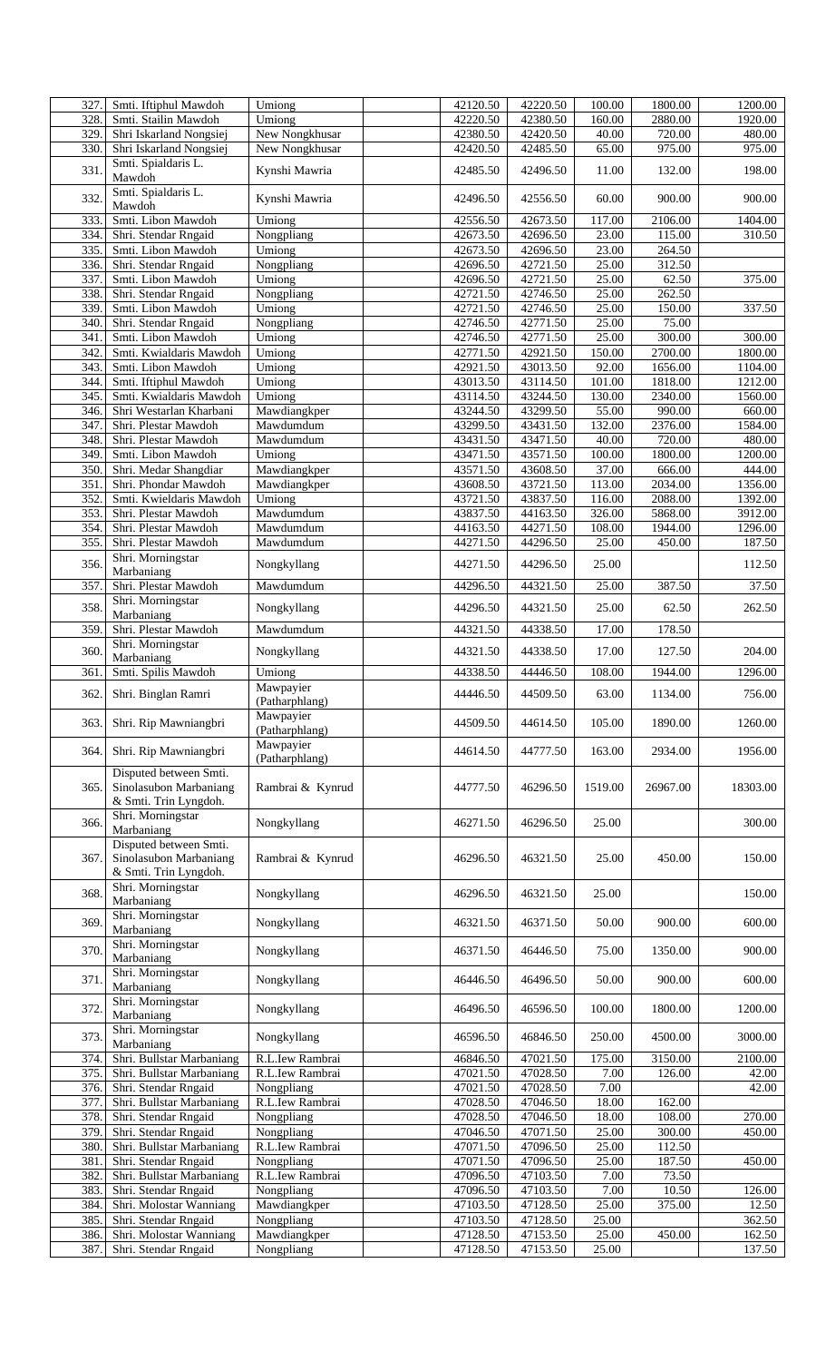| | | | | | | | | |
|---|---|---|---|---|---|---|---|---|
| 327. | Smti. Iftiphul Mawdoh | Umiong | | 42120.50 | 42220.50 | 100.00 | 1800.00 | 1200.00 |
| 328. | Smti. Stailin Mawdoh | Umiong | | 42220.50 | 42380.50 | 160.00 | 2880.00 | 1920.00 |
| 329. | Shri Iskarland Nongsiej | New Nongkhusar | | 42380.50 | 42420.50 | 40.00 | 720.00 | 480.00 |
| 330. | Shri Iskarland Nongsiej | New Nongkhusar | | 42420.50 | 42485.50 | 65.00 | 975.00 | 975.00 |
| 331. | Smti. Spialdaris L. Mawdoh | Kynshi Mawria | | 42485.50 | 42496.50 | 11.00 | 132.00 | 198.00 |
| 332. | Smti. Spialdaris L. Mawdoh | Kynshi Mawria | | 42496.50 | 42556.50 | 60.00 | 900.00 | 900.00 |
| 333. | Smti. Libon Mawdoh | Umiong | | 42556.50 | 42673.50 | 117.00 | 2106.00 | 1404.00 |
| 334. | Shri. Stendar Rngaid | Nongpliang | | 42673.50 | 42696.50 | 23.00 | 115.00 | 310.50 |
| 335. | Smti. Libon Mawdoh | Umiong | | 42673.50 | 42696.50 | 23.00 | 264.50 | |
| 336. | Shri. Stendar Rngaid | Nongpliang | | 42696.50 | 42721.50 | 25.00 | 312.50 | |
| 337. | Smti. Libon Mawdoh | Umiong | | 42696.50 | 42721.50 | 25.00 | 62.50 | 375.00 |
| 338. | Shri. Stendar Rngaid | Nongpliang | | 42721.50 | 42746.50 | 25.00 | 262.50 | |
| 339. | Smti. Libon Mawdoh | Umiong | | 42721.50 | 42746.50 | 25.00 | 150.00 | 337.50 |
| 340. | Shri. Stendar Rngaid | Nongpliang | | 42746.50 | 42771.50 | 25.00 | 75.00 | |
| 341. | Smti. Libon Mawdoh | Umiong | | 42746.50 | 42771.50 | 25.00 | 300.00 | 300.00 |
| 342. | Smti. Kwialdaris Mawdoh | Umiong | | 42771.50 | 42921.50 | 150.00 | 2700.00 | 1800.00 |
| 343. | Smti. Libon Mawdoh | Umiong | | 42921.50 | 43013.50 | 92.00 | 1656.00 | 1104.00 |
| 344. | Smti. Iftiphul Mawdoh | Umiong | | 43013.50 | 43114.50 | 101.00 | 1818.00 | 1212.00 |
| 345. | Smti. Kwialdaris Mawdoh | Umiong | | 43114.50 | 43244.50 | 130.00 | 2340.00 | 1560.00 |
| 346. | Shri Westarlan Kharbani | Mawdiangkper | | 43244.50 | 43299.50 | 55.00 | 990.00 | 660.00 |
| 347. | Shri. Plestar Mawdoh | Mawdumdum | | 43299.50 | 43431.50 | 132.00 | 2376.00 | 1584.00 |
| 348. | Shri. Plestar Mawdoh | Mawdumdum | | 43431.50 | 43471.50 | 40.00 | 720.00 | 480.00 |
| 349. | Smti. Libon Mawdoh | Umiong | | 43471.50 | 43571.50 | 100.00 | 1800.00 | 1200.00 |
| 350. | Shri. Medar Shangdiar | Mawdiangkper | | 43571.50 | 43608.50 | 37.00 | 666.00 | 444.00 |
| 351. | Shri. Phondar Mawdoh | Mawdiangkper | | 43608.50 | 43721.50 | 113.00 | 2034.00 | 1356.00 |
| 352. | Smti. Kwieldaris Mawdoh | Umiong | | 43721.50 | 43837.50 | 116.00 | 2088.00 | 1392.00 |
| 353. | Shri. Plestar Mawdoh | Mawdumdum | | 43837.50 | 44163.50 | 326.00 | 5868.00 | 3912.00 |
| 354. | Shri. Plestar Mawdoh | Mawdumdum | | 44163.50 | 44271.50 | 108.00 | 1944.00 | 1296.00 |
| 355. | Shri. Plestar Mawdoh | Mawdumdum | | 44271.50 | 44296.50 | 25.00 | 450.00 | 187.50 |
| 356. | Shri. Morningstar Marbaniang | Nongkyllang | | 44271.50 | 44296.50 | 25.00 | | 112.50 |
| 357. | Shri. Plestar Mawdoh | Mawdumdum | | 44296.50 | 44321.50 | 25.00 | 387.50 | 37.50 |
| 358. | Shri. Morningstar Marbaniang | Nongkyllang | | 44296.50 | 44321.50 | 25.00 | 62.50 | 262.50 |
| 359. | Shri. Plestar Mawdoh | Mawdumdum | | 44321.50 | 44338.50 | 17.00 | 178.50 | |
| 360. | Shri. Morningstar Marbaniang | Nongkyllang | | 44321.50 | 44338.50 | 17.00 | 127.50 | 204.00 |
| 361. | Smti. Spilis Mawdoh | Umiong | | 44338.50 | 44446.50 | 108.00 | 1944.00 | 1296.00 |
| 362. | Shri. Binglan Ramri | Mawpayier (Patharphlang) | | 44446.50 | 44509.50 | 63.00 | 1134.00 | 756.00 |
| 363. | Shri. Rip Mawniangbri | Mawpayier (Patharphlang) | | 44509.50 | 44614.50 | 105.00 | 1890.00 | 1260.00 |
| 364. | Shri. Rip Mawniangbri | Mawpayier (Patharphlang) | | 44614.50 | 44777.50 | 163.00 | 2934.00 | 1956.00 |
| 365. | Disputed between Smti. Sinolasubon Marbaniang & Smti. Trin Lyngdoh. | Rambrai & Kynrud | | 44777.50 | 46296.50 | 1519.00 | 26967.00 | 18303.00 |
| 366. | Shri. Morningstar Marbaniang | Nongkyllang | | 46271.50 | 46296.50 | 25.00 | | 300.00 |
| 367. | Disputed between Smti. Sinolasubon Marbaniang & Smti. Trin Lyngdoh. | Rambrai & Kynrud | | 46296.50 | 46321.50 | 25.00 | 450.00 | 150.00 |
| 368. | Shri. Morningstar Marbaniang | Nongkyllang | | 46296.50 | 46321.50 | 25.00 | | 150.00 |
| 369. | Shri. Morningstar Marbaniang | Nongkyllang | | 46321.50 | 46371.50 | 50.00 | 900.00 | 600.00 |
| 370. | Shri. Morningstar Marbaniang | Nongkyllang | | 46371.50 | 46446.50 | 75.00 | 1350.00 | 900.00 |
| 371. | Shri. Morningstar Marbaniang | Nongkyllang | | 46446.50 | 46496.50 | 50.00 | 900.00 | 600.00 |
| 372. | Shri. Morningstar Marbaniang | Nongkyllang | | 46496.50 | 46596.50 | 100.00 | 1800.00 | 1200.00 |
| 373. | Shri. Morningstar Marbaniang | Nongkyllang | | 46596.50 | 46846.50 | 250.00 | 4500.00 | 3000.00 |
| 374. | Shri. Bullstar Marbaniang | R.L.Iew Rambrai | | 46846.50 | 47021.50 | 175.00 | 3150.00 | 2100.00 |
| 375. | Shri. Bullstar Marbaniang | R.L.Iew Rambrai | | 47021.50 | 47028.50 | 7.00 | 126.00 | 42.00 |
| 376. | Shri. Stendar Rngaid | Nongpliang | | 47021.50 | 47028.50 | 7.00 | | 42.00 |
| 377. | Shri. Bullstar Marbaniang | R.L.Iew Rambrai | | 47028.50 | 47046.50 | 18.00 | 162.00 | |
| 378. | Shri. Stendar Rngaid | Nongpliang | | 47028.50 | 47046.50 | 18.00 | 108.00 | 270.00 |
| 379. | Shri. Stendar Rngaid | Nongpliang | | 47046.50 | 47071.50 | 25.00 | 300.00 | 450.00 |
| 380. | Shri. Bullstar Marbaniang | R.L.Iew Rambrai | | 47071.50 | 47096.50 | 25.00 | 112.50 | |
| 381. | Shri. Stendar Rngaid | Nongpliang | | 47071.50 | 47096.50 | 25.00 | 187.50 | 450.00 |
| 382. | Shri. Bullstar Marbaniang | R.L.Iew Rambrai | | 47096.50 | 47103.50 | 7.00 | 73.50 | |
| 383. | Shri. Stendar Rngaid | Nongpliang | | 47096.50 | 47103.50 | 7.00 | 10.50 | 126.00 |
| 384. | Shri. Molostar Wanniang | Mawdiangkper | | 47103.50 | 47128.50 | 25.00 | 375.00 | 12.50 |
| 385. | Shri. Stendar Rngaid | Nongpliang | | 47103.50 | 47128.50 | 25.00 | | 362.50 |
| 386. | Shri. Molostar Wanniang | Mawdiangkper | | 47128.50 | 47153.50 | 25.00 | 450.00 | 162.50 |
| 387. | Shri. Stendar Rngaid | Nongpliang | | 47128.50 | 47153.50 | 25.00 | | 137.50 |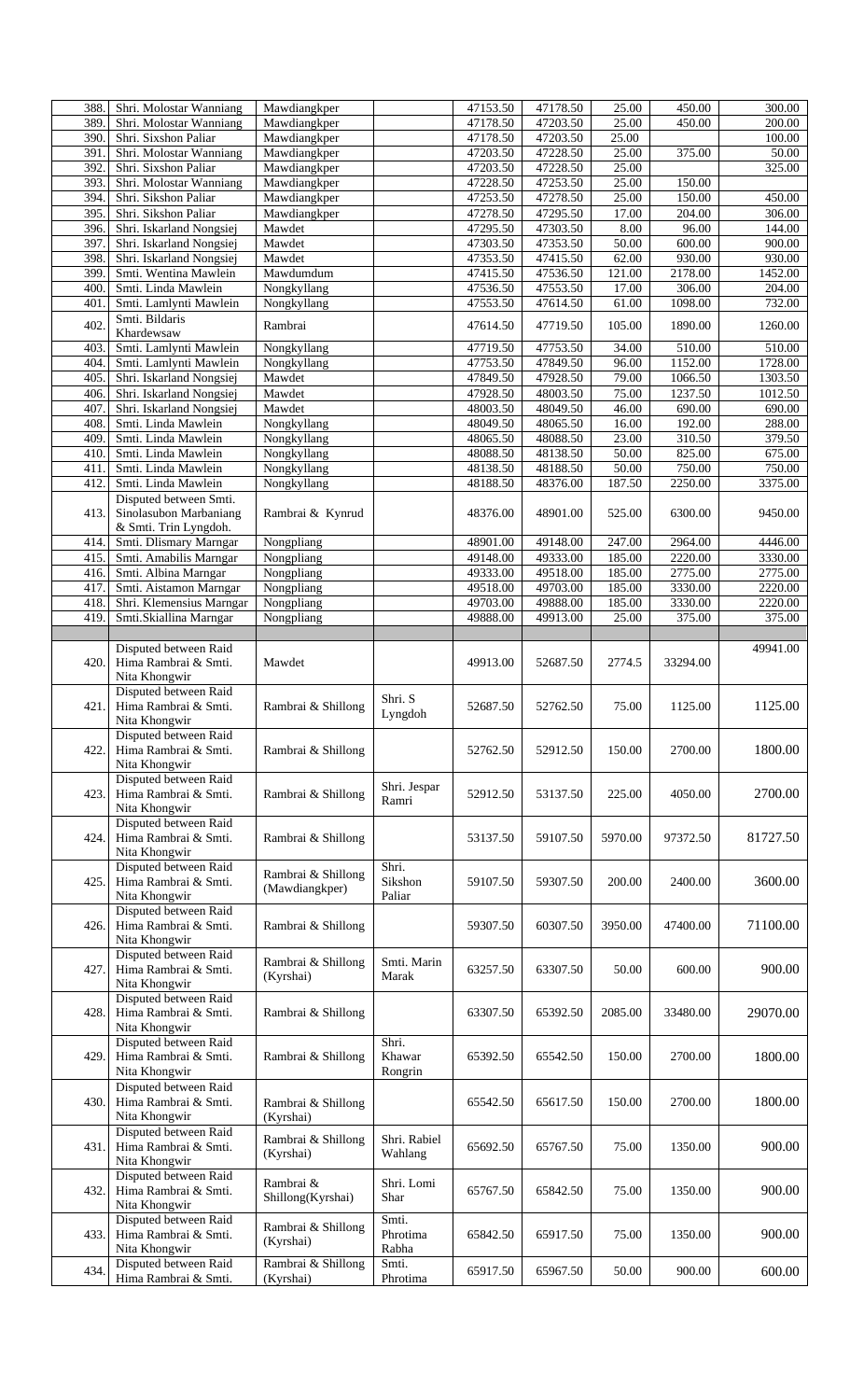| | | | | | | | | |
|---|---|---|---|---|---|---|---|---|
| 388. | Shri. Molostar Wanniang | Mawdiangkper | | 47153.50 | 47178.50 | 25.00 | 450.00 | 300.00 |
| 389. | Shri. Molostar Wanniang | Mawdiangkper | | 47178.50 | 47203.50 | 25.00 | 450.00 | 200.00 |
| 390. | Shri. Sixshon Paliar | Mawdiangkper | | 47178.50 | 47203.50 | 25.00 | | 100.00 |
| 391. | Shri. Molostar Wanniang | Mawdiangkper | | 47203.50 | 47228.50 | 25.00 | 375.00 | 50.00 |
| 392. | Shri. Sixshon Paliar | Mawdiangkper | | 47203.50 | 47228.50 | 25.00 | | 325.00 |
| 393. | Shri. Molostar Wanniang | Mawdiangkper | | 47228.50 | 47253.50 | 25.00 | 150.00 | |
| 394. | Shri. Sikshon Paliar | Mawdiangkper | | 47253.50 | 47278.50 | 25.00 | 150.00 | 450.00 |
| 395. | Shri. Sikshon Paliar | Mawdiangkper | | 47278.50 | 47295.50 | 17.00 | 204.00 | 306.00 |
| 396. | Shri. Iskarland Nongsiej | Mawdet | | 47295.50 | 47303.50 | 8.00 | 96.00 | 144.00 |
| 397. | Shri. Iskarland Nongsiej | Mawdet | | 47303.50 | 47353.50 | 50.00 | 600.00 | 900.00 |
| 398. | Shri. Iskarland Nongsiej | Mawdet | | 47353.50 | 47415.50 | 62.00 | 930.00 | 930.00 |
| 399. | Smti. Wentina Mawlein | Mawdumdum | | 47415.50 | 47536.50 | 121.00 | 2178.00 | 1452.00 |
| 400. | Smti. Linda Mawlein | Nongkyllang | | 47536.50 | 47553.50 | 17.00 | 306.00 | 204.00 |
| 401. | Smti. Lamlynti Mawlein | Nongkyllang | | 47553.50 | 47614.50 | 61.00 | 1098.00 | 732.00 |
| 402. | Smti. Bildaris Khardewsaw | Rambrai | | 47614.50 | 47719.50 | 105.00 | 1890.00 | 1260.00 |
| 403. | Smti. Lamlynti Mawlein | Nongkyllang | | 47719.50 | 47753.50 | 34.00 | 510.00 | 510.00 |
| 404. | Smti. Lamlynti Mawlein | Nongkyllang | | 47753.50 | 47849.50 | 96.00 | 1152.00 | 1728.00 |
| 405. | Shri. Iskarland Nongsiej | Mawdet | | 47849.50 | 47928.50 | 79.00 | 1066.50 | 1303.50 |
| 406. | Shri. Iskarland Nongsiej | Mawdet | | 47928.50 | 48003.50 | 75.00 | 1237.50 | 1012.50 |
| 407. | Shri. Iskarland Nongsiej | Mawdet | | 48003.50 | 48049.50 | 46.00 | 690.00 | 690.00 |
| 408. | Smti. Linda Mawlein | Nongkyllang | | 48049.50 | 48065.50 | 16.00 | 192.00 | 288.00 |
| 409. | Smti. Linda Mawlein | Nongkyllang | | 48065.50 | 48088.50 | 23.00 | 310.50 | 379.50 |
| 410. | Smti. Linda Mawlein | Nongkyllang | | 48088.50 | 48138.50 | 50.00 | 825.00 | 675.00 |
| 411. | Smti. Linda Mawlein | Nongkyllang | | 48138.50 | 48188.50 | 50.00 | 750.00 | 750.00 |
| 412. | Smti. Linda Mawlein | Nongkyllang | | 48188.50 | 48376.00 | 187.50 | 2250.00 | 3375.00 |
| 413. | Disputed between Smti. Sinolasubon Marbaniang & Smti. Trin Lyngdoh. | Rambrai & Kynrud | | 48376.00 | 48901.00 | 525.00 | 6300.00 | 9450.00 |
| 414. | Smti. Dlismary Marngar | Nongpliang | | 48901.00 | 49148.00 | 247.00 | 2964.00 | 4446.00 |
| 415. | Smti. Amabilis Marngar | Nongpliang | | 49148.00 | 49333.00 | 185.00 | 2220.00 | 3330.00 |
| 416. | Smti. Albina Marngar | Nongpliang | | 49333.00 | 49518.00 | 185.00 | 2775.00 | 2775.00 |
| 417. | Smti. Aistamon Marngar | Nongpliang | | 49518.00 | 49703.00 | 185.00 | 3330.00 | 2220.00 |
| 418. | Shri. Klemensius Marngar | Nongpliang | | 49703.00 | 49888.00 | 185.00 | 3330.00 | 2220.00 |
| 419. | Smti.Skiallina Marngar | Nongpliang | | 49888.00 | 49913.00 | 25.00 | 375.00 | 375.00 |
| | | | | | | | | |
| 420. | Disputed between Raid Hima Rambrai & Smti. Nita Khongwir | Mawdet | | 49913.00 | 52687.50 | 2774.5 | 33294.00 | 49941.00 |
| 421. | Disputed between Raid Hima Rambrai & Smti. Nita Khongwir | Rambrai & Shillong | Shri. S Lyngdoh | 52687.50 | 52762.50 | 75.00 | 1125.00 | 1125.00 |
| 422. | Disputed between Raid Hima Rambrai & Smti. Nita Khongwir | Rambrai & Shillong | | 52762.50 | 52912.50 | 150.00 | 2700.00 | 1800.00 |
| 423. | Disputed between Raid Hima Rambrai & Smti. Nita Khongwir | Rambrai & Shillong | Shri. Jespar Ramri | 52912.50 | 53137.50 | 225.00 | 4050.00 | 2700.00 |
| 424. | Disputed between Raid Hima Rambrai & Smti. Nita Khongwir | Rambrai & Shillong | | 53137.50 | 59107.50 | 5970.00 | 97372.50 | 81727.50 |
| 425. | Disputed between Raid Hima Rambrai & Smti. Nita Khongwir | Rambrai & Shillong (Mawdiangkper) | Shri. Sikshon Paliar | 59107.50 | 59307.50 | 200.00 | 2400.00 | 3600.00 |
| 426. | Disputed between Raid Hima Rambrai & Smti. Nita Khongwir | Rambrai & Shillong | | 59307.50 | 60307.50 | 3950.00 | 47400.00 | 71100.00 |
| 427. | Disputed between Raid Hima Rambrai & Smti. Nita Khongwir | Rambrai & Shillong (Kyrshai) | Smti. Marin Marak | 63257.50 | 63307.50 | 50.00 | 600.00 | 900.00 |
| 428. | Disputed between Raid Hima Rambrai & Smti. Nita Khongwir | Rambrai & Shillong | | 63307.50 | 65392.50 | 2085.00 | 33480.00 | 29070.00 |
| 429. | Disputed between Raid Hima Rambrai & Smti. Nita Khongwir | Rambrai & Shillong | Shri. Khawar Rongrin | 65392.50 | 65542.50 | 150.00 | 2700.00 | 1800.00 |
| 430. | Disputed between Raid Hima Rambrai & Smti. Nita Khongwir | Rambrai & Shillong (Kyrshai) | | 65542.50 | 65617.50 | 150.00 | 2700.00 | 1800.00 |
| 431. | Disputed between Raid Hima Rambrai & Smti. Nita Khongwir | Rambrai & Shillong (Kyrshai) | Shri. Rabiel Wahlang | 65692.50 | 65767.50 | 75.00 | 1350.00 | 900.00 |
| 432. | Disputed between Raid Hima Rambrai & Smti. Nita Khongwir | Rambrai & Shillong(Kyrshai) | Shri. Lomi Shar | 65767.50 | 65842.50 | 75.00 | 1350.00 | 900.00 |
| 433. | Disputed between Raid Hima Rambrai & Smti. Nita Khongwir | Rambrai & Shillong (Kyrshai) | Smti. Phrotima Rabha | 65842.50 | 65917.50 | 75.00 | 1350.00 | 900.00 |
| 434. | Disputed between Raid Hima Rambrai & Smti. | Rambrai & Shillong (Kyrshai) | Smti. Phrotima | 65917.50 | 65967.50 | 50.00 | 900.00 | 600.00 |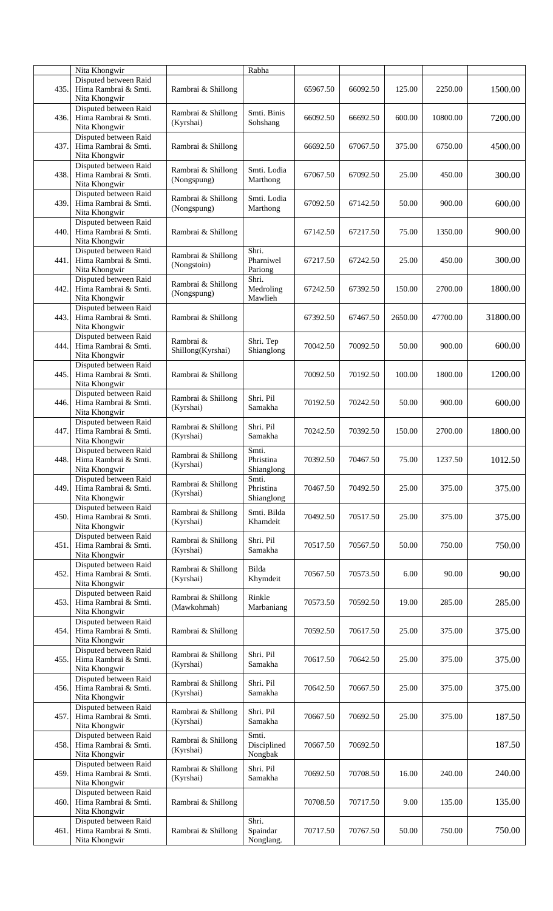| | | | | | | | | |
|---|---|---|---|---|---|---|---|---|
| | Nita Khongwir | | Rabha | | | | | |
| 435. | Disputed between Raid Hima Rambrai & Smti. Nita Khongwir | Rambrai & Shillong | | 65967.50 | 66092.50 | 125.00 | 2250.00 | 1500.00 |
| 436. | Disputed between Raid Hima Rambrai & Smti. Nita Khongwir | Rambrai & Shillong (Kyrshai) | Smti. Binis Sohshang | 66092.50 | 66692.50 | 600.00 | 10800.00 | 7200.00 |
| 437. | Disputed between Raid Hima Rambrai & Smti. Nita Khongwir | Rambrai & Shillong | | 66692.50 | 67067.50 | 375.00 | 6750.00 | 4500.00 |
| 438. | Disputed between Raid Hima Rambrai & Smti. Nita Khongwir | Rambrai & Shillong (Nongspung) | Smti. Lodia Marthong | 67067.50 | 67092.50 | 25.00 | 450.00 | 300.00 |
| 439. | Disputed between Raid Hima Rambrai & Smti. Nita Khongwir | Rambrai & Shillong (Nongspung) | Smti. Lodia Marthong | 67092.50 | 67142.50 | 50.00 | 900.00 | 600.00 |
| 440. | Disputed between Raid Hima Rambrai & Smti. Nita Khongwir | Rambrai & Shillong | | 67142.50 | 67217.50 | 75.00 | 1350.00 | 900.00 |
| 441. | Disputed between Raid Hima Rambrai & Smti. Nita Khongwir | Rambrai & Shillong (Nongstoin) | Shri. Pharniwel Pariong | 67217.50 | 67242.50 | 25.00 | 450.00 | 300.00 |
| 442. | Disputed between Raid Hima Rambrai & Smti. Nita Khongwir | Rambrai & Shillong (Nongspung) | Shri. Medroling Mawlieh | 67242.50 | 67392.50 | 150.00 | 2700.00 | 1800.00 |
| 443. | Disputed between Raid Hima Rambrai & Smti. Nita Khongwir | Rambrai & Shillong | | 67392.50 | 67467.50 | 2650.00 | 47700.00 | 31800.00 |
| 444. | Disputed between Raid Hima Rambrai & Smti. Nita Khongwir | Rambrai & Shillong(Kyrshai) | Shri. Tep Shianglong | 70042.50 | 70092.50 | 50.00 | 900.00 | 600.00 |
| 445. | Disputed between Raid Hima Rambrai & Smti. Nita Khongwir | Rambrai & Shillong | | 70092.50 | 70192.50 | 100.00 | 1800.00 | 1200.00 |
| 446. | Disputed between Raid Hima Rambrai & Smti. Nita Khongwir | Rambrai & Shillong (Kyrshai) | Shri. Pil Samakha | 70192.50 | 70242.50 | 50.00 | 900.00 | 600.00 |
| 447. | Disputed between Raid Hima Rambrai & Smti. Nita Khongwir | Rambrai & Shillong (Kyrshai) | Shri. Pil Samakha | 70242.50 | 70392.50 | 150.00 | 2700.00 | 1800.00 |
| 448. | Disputed between Raid Hima Rambrai & Smti. Nita Khongwir | Rambrai & Shillong (Kyrshai) | Smti. Phristina Shianglong | 70392.50 | 70467.50 | 75.00 | 1237.50 | 1012.50 |
| 449. | Disputed between Raid Hima Rambrai & Smti. Nita Khongwir | Rambrai & Shillong (Kyrshai) | Smti. Phristina Shianglong | 70467.50 | 70492.50 | 25.00 | 375.00 | 375.00 |
| 450. | Disputed between Raid Hima Rambrai & Smti. Nita Khongwir | Rambrai & Shillong (Kyrshai) | Smti. Bilda Khamdeit | 70492.50 | 70517.50 | 25.00 | 375.00 | 375.00 |
| 451. | Disputed between Raid Hima Rambrai & Smti. Nita Khongwir | Rambrai & Shillong (Kyrshai) | Shri. Pil Samakha | 70517.50 | 70567.50 | 50.00 | 750.00 | 750.00 |
| 452. | Disputed between Raid Hima Rambrai & Smti. Nita Khongwir | Rambrai & Shillong (Kyrshai) | Bilda Khymdeit | 70567.50 | 70573.50 | 6.00 | 90.00 | 90.00 |
| 453. | Disputed between Raid Hima Rambrai & Smti. Nita Khongwir | Rambrai & Shillong (Mawkohmah) | Rinkle Marbaniang | 70573.50 | 70592.50 | 19.00 | 285.00 | 285.00 |
| 454. | Disputed between Raid Hima Rambrai & Smti. Nita Khongwir | Rambrai & Shillong | | 70592.50 | 70617.50 | 25.00 | 375.00 | 375.00 |
| 455. | Disputed between Raid Hima Rambrai & Smti. Nita Khongwir | Rambrai & Shillong (Kyrshai) | Shri. Pil Samakha | 70617.50 | 70642.50 | 25.00 | 375.00 | 375.00 |
| 456. | Disputed between Raid Hima Rambrai & Smti. Nita Khongwir | Rambrai & Shillong (Kyrshai) | Shri. Pil Samakha | 70642.50 | 70667.50 | 25.00 | 375.00 | 375.00 |
| 457. | Disputed between Raid Hima Rambrai & Smti. Nita Khongwir | Rambrai & Shillong (Kyrshai) | Shri. Pil Samakha | 70667.50 | 70692.50 | 25.00 | 375.00 | 187.50 |
| 458. | Disputed between Raid Hima Rambrai & Smti. Nita Khongwir | Rambrai & Shillong (Kyrshai) | Smti. Disciplined Nongbak | 70667.50 | 70692.50 | | | 187.50 |
| 459. | Disputed between Raid Hima Rambrai & Smti. Nita Khongwir | Rambrai & Shillong (Kyrshai) | Shri. Pil Samakha | 70692.50 | 70708.50 | 16.00 | 240.00 | 240.00 |
| 460. | Disputed between Raid Hima Rambrai & Smti. Nita Khongwir | Rambrai & Shillong | | 70708.50 | 70717.50 | 9.00 | 135.00 | 135.00 |
| 461. | Disputed between Raid Hima Rambrai & Smti. Nita Khongwir | Rambrai & Shillong | Shri. Spaindar Nonglang. | 70717.50 | 70767.50 | 50.00 | 750.00 | 750.00 |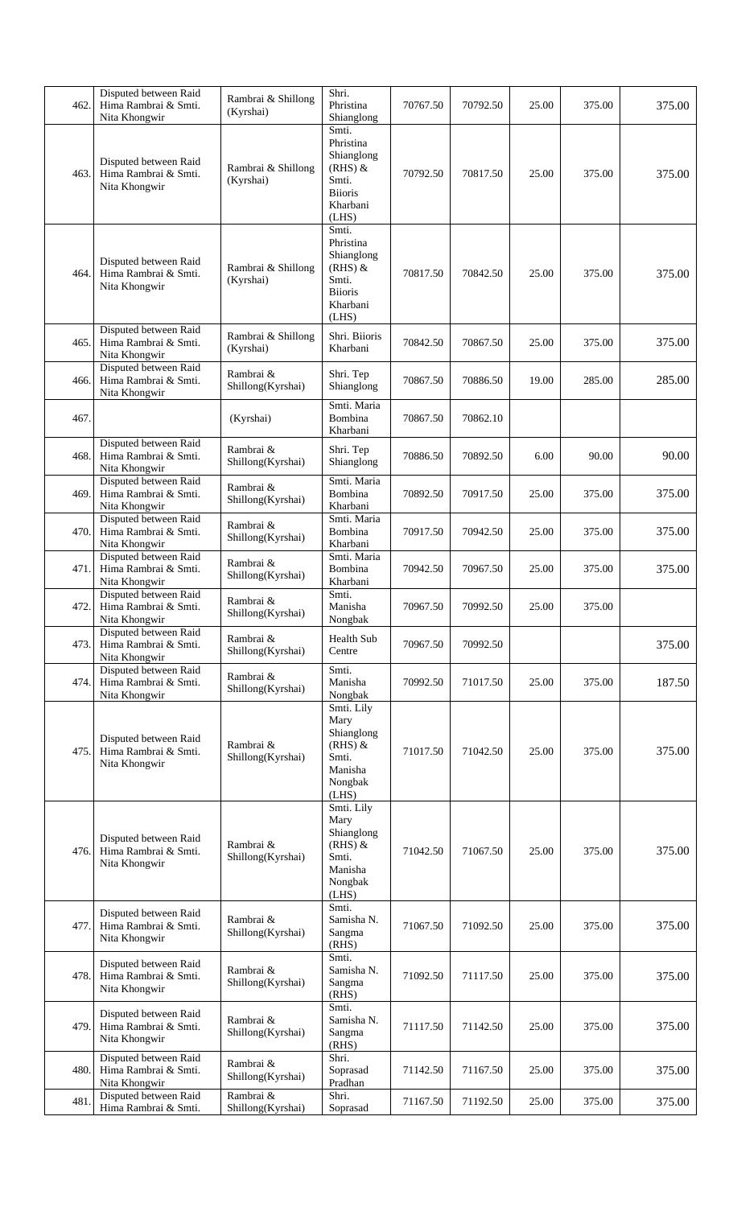| 462. | Disputed between Raid Hima Rambrai & Smti. Nita Khongwir | Rambrai & Shillong (Kyrshai) | Shri. Phristina Shianglong | 70767.50 | 70792.50 | 25.00 | 375.00 | 375.00 |
|---|---|---|---|---|---|---|---|---|
| 463. | Disputed between Raid Hima Rambrai & Smti. Nita Khongwir | Rambrai & Shillong (Kyrshai) | Smti. Phristina Shianglong (RHS) & Smti. Biioris Kharbani (LHS) | 70792.50 | 70817.50 | 25.00 | 375.00 | 375.00 |
| 464. | Disputed between Raid Hima Rambrai & Smti. Nita Khongwir | Rambrai & Shillong (Kyrshai) | Smti. Phristina Shianglong (RHS) & Smti. Biioris Kharbani (LHS) | 70817.50 | 70842.50 | 25.00 | 375.00 | 375.00 |
| 465. | Disputed between Raid Hima Rambrai & Smti. Nita Khongwir | Rambrai & Shillong (Kyrshai) | Shri. Biioris Kharbani | 70842.50 | 70867.50 | 25.00 | 375.00 | 375.00 |
| 466. | Disputed between Raid Hima Rambrai & Smti. Nita Khongwir | Rambrai & Shillong(Kyrshai) | Shri. Tep Shianglong | 70867.50 | 70886.50 | 19.00 | 285.00 | 285.00 |
| 467. | | (Kyrshai) | Smti. Maria Bombina Kharbani | 70867.50 | 70862.10 | | | |
| 468. | Disputed between Raid Hima Rambrai & Smti. Nita Khongwir | Rambrai & Shillong(Kyrshai) | Shri. Tep Shianglong | 70886.50 | 70892.50 | 6.00 | 90.00 | 90.00 |
| 469. | Disputed between Raid Hima Rambrai & Smti. Nita Khongwir | Rambrai & Shillong(Kyrshai) | Smti. Maria Bombina Kharbani | 70892.50 | 70917.50 | 25.00 | 375.00 | 375.00 |
| 470. | Disputed between Raid Hima Rambrai & Smti. Nita Khongwir | Rambrai & Shillong(Kyrshai) | Smti. Maria Bombina Kharbani | 70917.50 | 70942.50 | 25.00 | 375.00 | 375.00 |
| 471. | Disputed between Raid Hima Rambrai & Smti. Nita Khongwir | Rambrai & Shillong(Kyrshai) | Smti. Maria Bombina Kharbani | 70942.50 | 70967.50 | 25.00 | 375.00 | 375.00 |
| 472. | Disputed between Raid Hima Rambrai & Smti. Nita Khongwir | Rambrai & Shillong(Kyrshai) | Smti. Manisha Nongbak | 70967.50 | 70992.50 | 25.00 | 375.00 | |
| 473. | Disputed between Raid Hima Rambrai & Smti. Nita Khongwir | Rambrai & Shillong(Kyrshai) | Health Sub Centre | 70967.50 | 70992.50 | | | 375.00 |
| 474. | Disputed between Raid Hima Rambrai & Smti. Nita Khongwir | Rambrai & Shillong(Kyrshai) | Smti. Manisha Nongbak | 70992.50 | 71017.50 | 25.00 | 375.00 | 187.50 |
| 475. | Disputed between Raid Hima Rambrai & Smti. Nita Khongwir | Rambrai & Shillong(Kyrshai) | Smti. Lily Mary Shianglong (RHS) & Smti. Manisha Nongbak (LHS) | 71017.50 | 71042.50 | 25.00 | 375.00 | 375.00 |
| 476. | Disputed between Raid Hima Rambrai & Smti. Nita Khongwir | Rambrai & Shillong(Kyrshai) | Smti. Lily Mary Shianglong (RHS) & Smti. Manisha Nongbak (LHS) | 71042.50 | 71067.50 | 25.00 | 375.00 | 375.00 |
| 477. | Disputed between Raid Hima Rambrai & Smti. Nita Khongwir | Rambrai & Shillong(Kyrshai) | Smti. Samisha N. Sangma (RHS) | 71067.50 | 71092.50 | 25.00 | 375.00 | 375.00 |
| 478. | Disputed between Raid Hima Rambrai & Smti. Nita Khongwir | Rambrai & Shillong(Kyrshai) | Smti. Samisha N. Sangma (RHS) | 71092.50 | 71117.50 | 25.00 | 375.00 | 375.00 |
| 479. | Disputed between Raid Hima Rambrai & Smti. Nita Khongwir | Rambrai & Shillong(Kyrshai) | Smti. Samisha N. Sangma (RHS) | 71117.50 | 71142.50 | 25.00 | 375.00 | 375.00 |
| 480. | Disputed between Raid Hima Rambrai & Smti. Nita Khongwir | Rambrai & Shillong(Kyrshai) | Shri. Soprasad Pradhan | 71142.50 | 71167.50 | 25.00 | 375.00 | 375.00 |
| 481. | Disputed between Raid Hima Rambrai & Smti. | Rambrai & Shillong(Kyrshai) | Shri. Soprasad | 71167.50 | 71192.50 | 25.00 | 375.00 | 375.00 |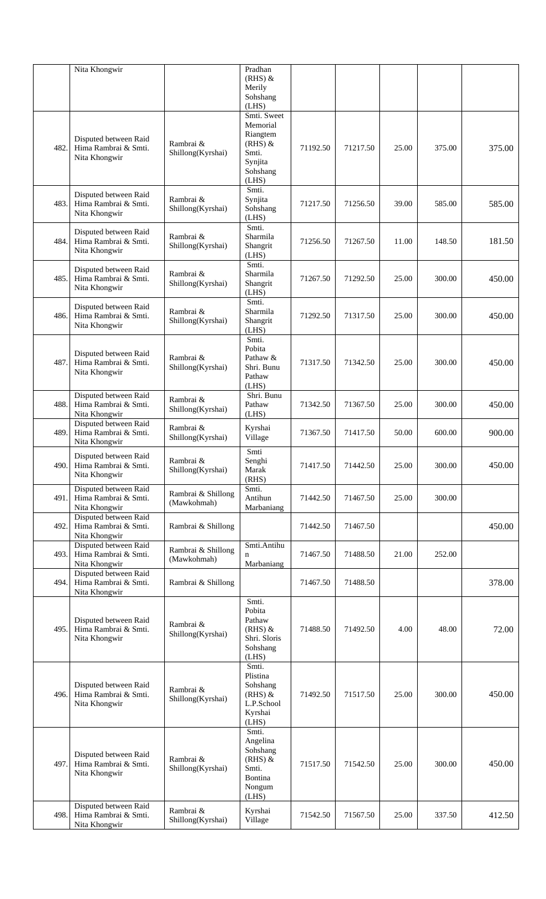| | | | | | | | | |
|---|---|---|---|---|---|---|---|---|
| | Nita Khongwir | | Pradhan (RHS) & Merily Sohshang (LHS) | | | | | |
| 482. | Disputed between Raid Hima Rambrai & Smti. Nita Khongwir | Rambrai & Shillong(Kyrshai) | Smti. Sweet Memorial Riangtem (RHS) & Smti. Synjita Sohshang (LHS) | 71192.50 | 71217.50 | 25.00 | 375.00 | 375.00 |
| 483. | Disputed between Raid Hima Rambrai & Smti. Nita Khongwir | Rambrai & Shillong(Kyrshai) | Smti. Synjita Sohshang (LHS) | 71217.50 | 71256.50 | 39.00 | 585.00 | 585.00 |
| 484. | Disputed between Raid Hima Rambrai & Smti. Nita Khongwir | Rambrai & Shillong(Kyrshai) | Smti. Sharmila Shangrit (LHS) | 71256.50 | 71267.50 | 11.00 | 148.50 | 181.50 |
| 485. | Disputed between Raid Hima Rambrai & Smti. Nita Khongwir | Rambrai & Shillong(Kyrshai) | Smti. Sharmila Shangrit (LHS) | 71267.50 | 71292.50 | 25.00 | 300.00 | 450.00 |
| 486. | Disputed between Raid Hima Rambrai & Smti. Nita Khongwir | Rambrai & Shillong(Kyrshai) | Smti. Sharmila Shangrit (LHS) | 71292.50 | 71317.50 | 25.00 | 300.00 | 450.00 |
| 487. | Disputed between Raid Hima Rambrai & Smti. Nita Khongwir | Rambrai & Shillong(Kyrshai) | Smti. Pobita Pathaw & Shri. Bunu Pathaw (LHS) | 71317.50 | 71342.50 | 25.00 | 300.00 | 450.00 |
| 488. | Disputed between Raid Hima Rambrai & Smti. Nita Khongwir | Rambrai & Shillong(Kyrshai) | Shri. Bunu Pathaw (LHS) | 71342.50 | 71367.50 | 25.00 | 300.00 | 450.00 |
| 489. | Disputed between Raid Hima Rambrai & Smti. Nita Khongwir | Rambrai & Shillong(Kyrshai) | Kyrshai Village | 71367.50 | 71417.50 | 50.00 | 600.00 | 900.00 |
| 490. | Disputed between Raid Hima Rambrai & Smti. Nita Khongwir | Rambrai & Shillong(Kyrshai) | Smti Senghi Marak (RHS) | 71417.50 | 71442.50 | 25.00 | 300.00 | 450.00 |
| 491. | Disputed between Raid Hima Rambrai & Smti. Nita Khongwir | Rambrai & Shillong (Mawkohmah) | Smti. Antihun Marbaniang | 71442.50 | 71467.50 | 25.00 | 300.00 | |
| 492. | Disputed between Raid Hima Rambrai & Smti. Nita Khongwir | Rambrai & Shillong | | 71442.50 | 71467.50 | | | 450.00 |
| 493. | Disputed between Raid Hima Rambrai & Smti. Nita Khongwir | Rambrai & Shillong (Mawkohmah) | Smti.Antihun Marbaniang | 71467.50 | 71488.50 | 21.00 | 252.00 | |
| 494. | Disputed between Raid Hima Rambrai & Smti. Nita Khongwir | Rambrai & Shillong | | 71467.50 | 71488.50 | | | 378.00 |
| 495. | Disputed between Raid Hima Rambrai & Smti. Nita Khongwir | Rambrai & Shillong(Kyrshai) | Smti. Pobita Pathaw (RHS) & Shri. Sloris Sohshang (LHS) | 71488.50 | 71492.50 | 4.00 | 48.00 | 72.00 |
| 496. | Disputed between Raid Hima Rambrai & Smti. Nita Khongwir | Rambrai & Shillong(Kyrshai) | Smti. Plistina Sohshang (RHS) & L.P.School Kyrshai (LHS) | 71492.50 | 71517.50 | 25.00 | 300.00 | 450.00 |
| 497. | Disputed between Raid Hima Rambrai & Smti. Nita Khongwir | Rambrai & Shillong(Kyrshai) | Smti. Angelina Sohshang (RHS) & Smti. Bontina Nongum (LHS) | 71517.50 | 71542.50 | 25.00 | 300.00 | 450.00 |
| 498. | Disputed between Raid Hima Rambrai & Smti. Nita Khongwir | Rambrai & Shillong(Kyrshai) | Kyrshai Village | 71542.50 | 71567.50 | 25.00 | 337.50 | 412.50 |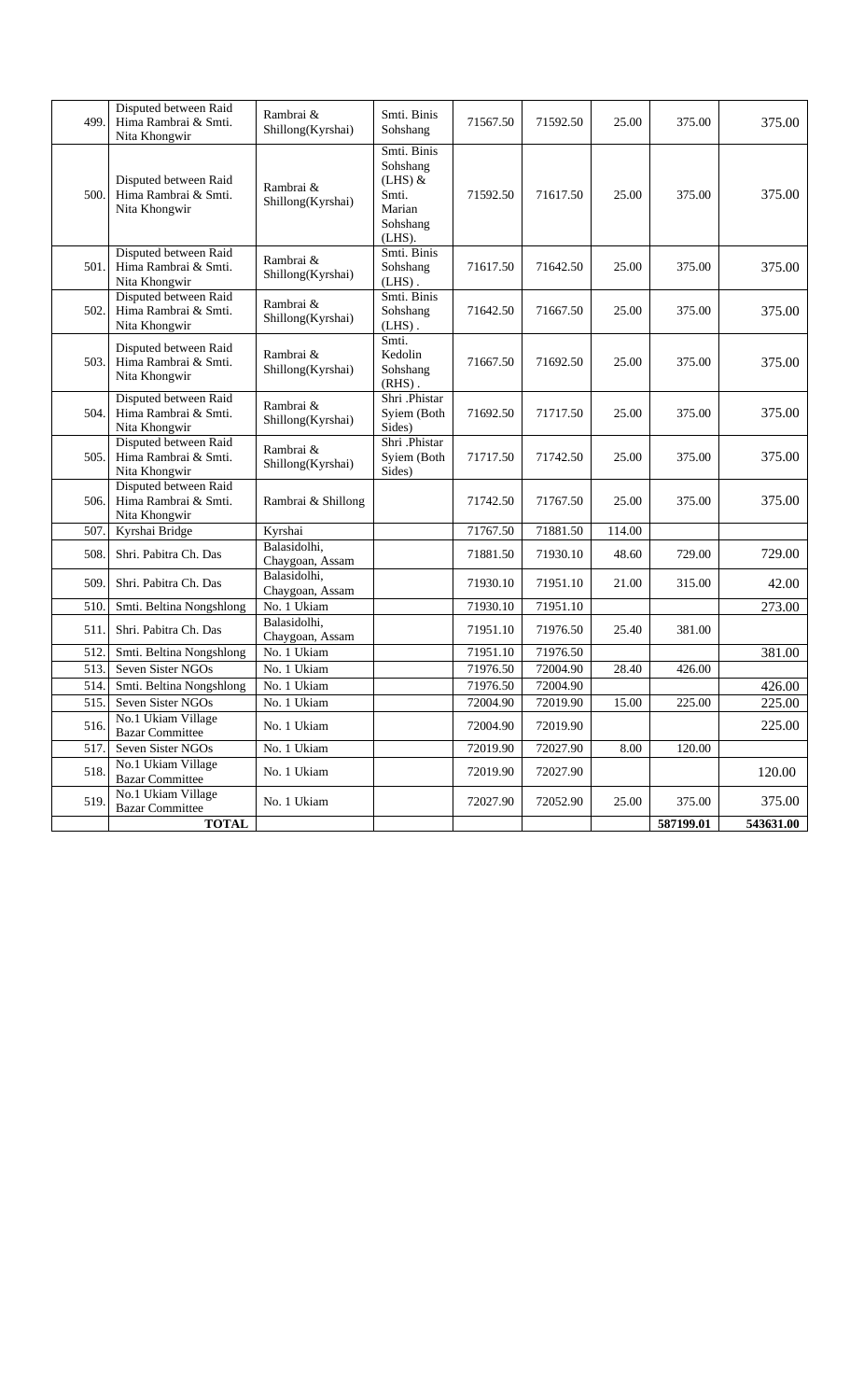| | | | | | | | | |
|---|---|---|---|---|---|---|---|---|
| 499. | Disputed between Raid Hima Rambrai & Smti. Nita Khongwir | Rambrai & Shillong(Kyrshai) | Smti. Binis Sohshang | 71567.50 | 71592.50 | 25.00 | 375.00 | 375.00 |
| 500. | Disputed between Raid Hima Rambrai & Smti. Nita Khongwir | Rambrai & Shillong(Kyrshai) | Smti. Binis Sohshang (LHS) & Smti. Marian Sohshang (LHS). | 71592.50 | 71617.50 | 25.00 | 375.00 | 375.00 |
| 501. | Disputed between Raid Hima Rambrai & Smti. Nita Khongwir | Rambrai & Shillong(Kyrshai) | Smti. Binis Sohshang (LHS) . | 71617.50 | 71642.50 | 25.00 | 375.00 | 375.00 |
| 502. | Disputed between Raid Hima Rambrai & Smti. Nita Khongwir | Rambrai & Shillong(Kyrshai) | Smti. Binis Sohshang (LHS) . | 71642.50 | 71667.50 | 25.00 | 375.00 | 375.00 |
| 503. | Disputed between Raid Hima Rambrai & Smti. Nita Khongwir | Rambrai & Shillong(Kyrshai) | Smti. Kedolin Sohshang (RHS) . | 71667.50 | 71692.50 | 25.00 | 375.00 | 375.00 |
| 504. | Disputed between Raid Hima Rambrai & Smti. Nita Khongwir | Rambrai & Shillong(Kyrshai) | Shri .Phistar Syiem (Both Sides) | 71692.50 | 71717.50 | 25.00 | 375.00 | 375.00 |
| 505. | Disputed between Raid Hima Rambrai & Smti. Nita Khongwir | Rambrai & Shillong(Kyrshai) | Shri .Phistar Syiem (Both Sides) | 71717.50 | 71742.50 | 25.00 | 375.00 | 375.00 |
| 506. | Disputed between Raid Hima Rambrai & Smti. Nita Khongwir | Rambrai & Shillong | | 71742.50 | 71767.50 | 25.00 | 375.00 | 375.00 |
| 507. | Kyrshai Bridge | Kyrshai | | 71767.50 | 71881.50 | 114.00 | | |
| 508. | Shri. Pabitra Ch. Das | Balasidolhi, Chaygoan, Assam | | 71881.50 | 71930.10 | 48.60 | 729.00 | 729.00 |
| 509. | Shri. Pabitra Ch. Das | Balasidolhi, Chaygoan, Assam | | 71930.10 | 71951.10 | 21.00 | 315.00 | 42.00 |
| 510. | Smti. Beltina Nongshlong | No. 1 Ukiam | | 71930.10 | 71951.10 | | | 273.00 |
| 511. | Shri. Pabitra Ch. Das | Balasidolhi, Chaygoan, Assam | | 71951.10 | 71976.50 | 25.40 | 381.00 | |
| 512. | Smti. Beltina Nongshlong | No. 1 Ukiam | | 71951.10 | 71976.50 | | | 381.00 |
| 513. | Seven Sister NGOs | No. 1 Ukiam | | 71976.50 | 72004.90 | 28.40 | 426.00 | |
| 514. | Smti. Beltina Nongshlong | No. 1 Ukiam | | 71976.50 | 72004.90 | | | 426.00 |
| 515. | Seven Sister NGOs | No. 1 Ukiam | | 72004.90 | 72019.90 | 15.00 | 225.00 | 225.00 |
| 516. | No.1 Ukiam Village Bazar Committee | No. 1 Ukiam | | 72004.90 | 72019.90 | | | 225.00 |
| 517. | Seven Sister NGOs | No. 1 Ukiam | | 72019.90 | 72027.90 | 8.00 | 120.00 | |
| 518. | No.1 Ukiam Village Bazar Committee | No. 1 Ukiam | | 72019.90 | 72027.90 | | | 120.00 |
| 519. | No.1 Ukiam Village Bazar Committee | No. 1 Ukiam | | 72027.90 | 72052.90 | 25.00 | 375.00 | 375.00 |
| | **TOTAL** | | | | | | **587199.01** | **543631.00** |